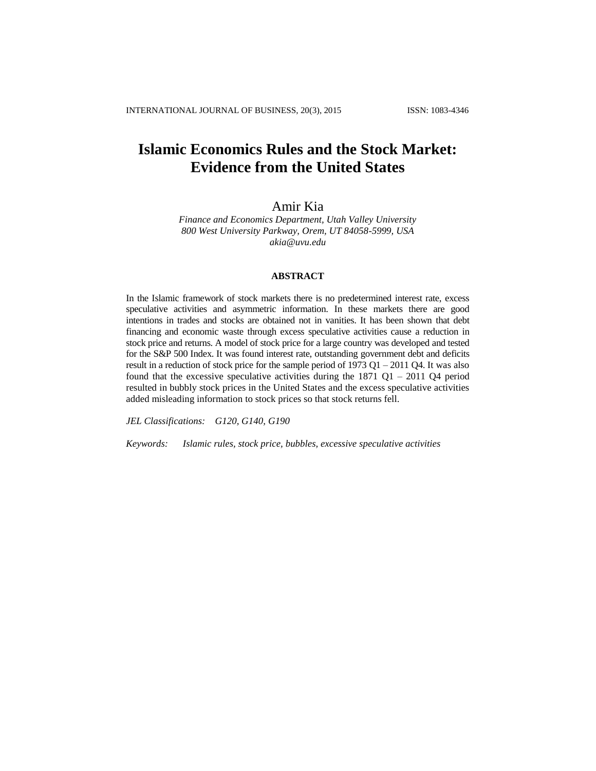# Islamic Economics Rules and the Stock Market: Evidence from the United States

Amir Kia

*Finance and Economics Department, Utah Valley University*
*800 West University Parkway, Orem, UT 84058-5999, USA*
*akia@uvu.edu*

## ABSTRACT

In the Islamic framework of stock markets there is no predetermined interest rate, excess speculative activities and asymmetric information. In these markets there are good intentions in trades and stocks are obtained not in vanities. It has been shown that debt financing and economic waste through excess speculative activities cause a reduction in stock price and returns. A model of stock price for a large country was developed and tested for the S&P 500 Index. It was found interest rate, outstanding government debt and deficits result in a reduction of stock price for the sample period of 1973 Q1 – 2011 Q4. It was also found that the excessive speculative activities during the 1871 Q1 – 2011 Q4 period resulted in bubbly stock prices in the United States and the excess speculative activities added misleading information to stock prices so that stock returns fell.

*JEL Classifications:* *G120, G140, G190*

*Keywords:* *Islamic rules, stock price, bubbles, excessive speculative activities*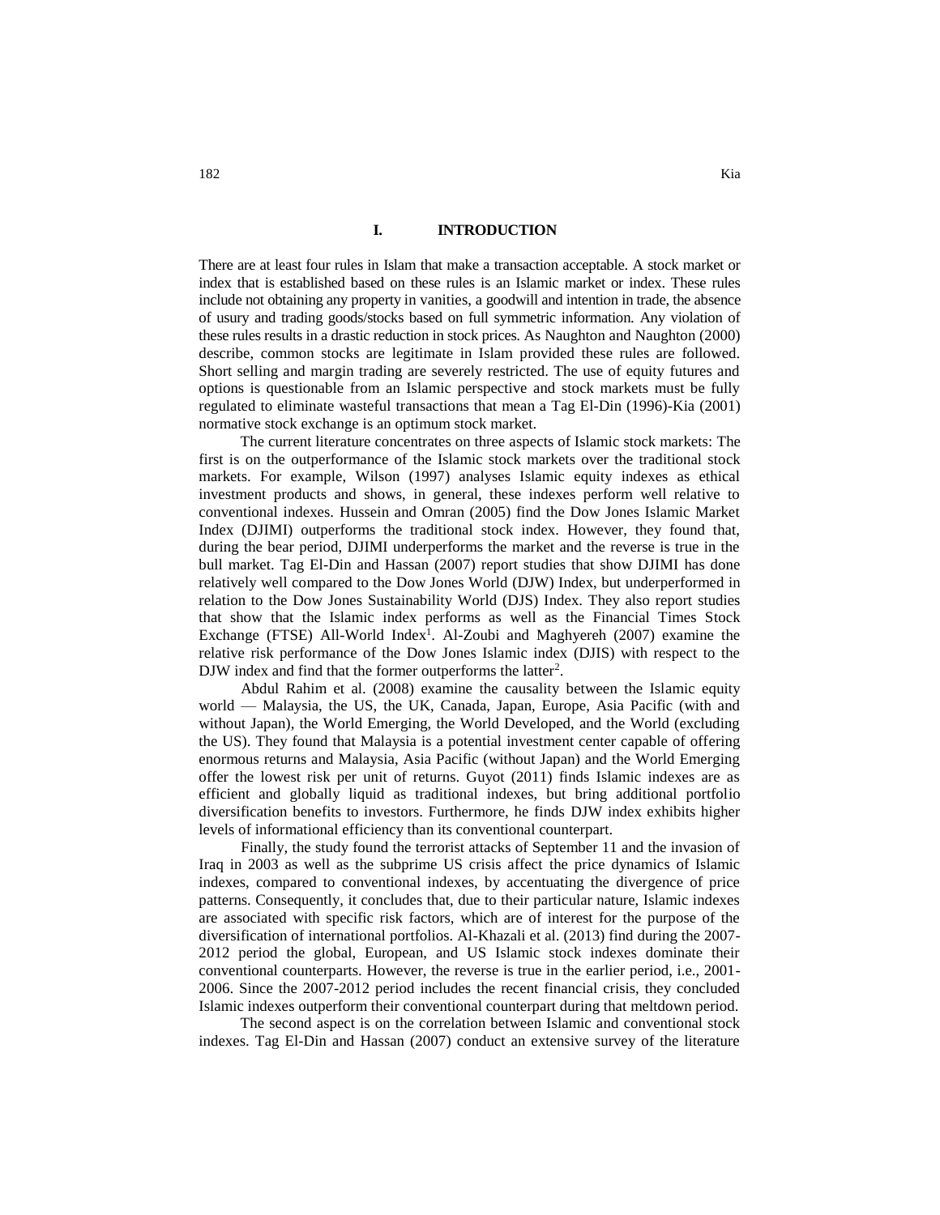# I. INTRODUCTION

There are at least four rules in Islam that make a transaction acceptable. A stock market or index that is established based on these rules is an Islamic market or index. These rules include not obtaining any property in vanities, a goodwill and intention in trade, the absence of usury and trading goods/stocks based on full symmetric information. Any violation of these rules results in a drastic reduction in stock prices. As Naughton and Naughton (2000) describe, common stocks are legitimate in Islam provided these rules are followed. Short selling and margin trading are severely restricted. The use of equity futures and options is questionable from an Islamic perspective and stock markets must be fully regulated to eliminate wasteful transactions that mean a Tag El-Din (1996)-Kia (2001) normative stock exchange is an optimum stock market.

The current literature concentrates on three aspects of Islamic stock markets: The first is on the outperformance of the Islamic stock markets over the traditional stock markets. For example, Wilson (1997) analyses Islamic equity indexes as ethical investment products and shows, in general, these indexes perform well relative to conventional indexes. Hussein and Omran (2005) find the Dow Jones Islamic Market Index (DJIMI) outperforms the traditional stock index. However, they found that, during the bear period, DJIMI underperforms the market and the reverse is true in the bull market. Tag El-Din and Hassan (2007) report studies that show DJIMI has done relatively well compared to the Dow Jones World (DJW) Index, but underperformed in relation to the Dow Jones Sustainability World (DJS) Index. They also report studies that show that the Islamic index performs as well as the Financial Times Stock Exchange (FTSE) All-World Index[1]. Al-Zoubi and Maghyereh (2007) examine the relative risk performance of the Dow Jones Islamic index (DJIS) with respect to the DJW index and find that the former outperforms the latter[2].

Abdul Rahim et al. (2008) examine the causality between the Islamic equity world — Malaysia, the US, the UK, Canada, Japan, Europe, Asia Pacific (with and without Japan), the World Emerging, the World Developed, and the World (excluding the US). They found that Malaysia is a potential investment center capable of offering enormous returns and Malaysia, Asia Pacific (without Japan) and the World Emerging offer the lowest risk per unit of returns. Guyot (2011) finds Islamic indexes are as efficient and globally liquid as traditional indexes, but bring additional portfolio diversification benefits to investors. Furthermore, he finds DJW index exhibits higher levels of informational efficiency than its conventional counterpart.

Finally, the study found the terrorist attacks of September 11 and the invasion of Iraq in 2003 as well as the subprime US crisis affect the price dynamics of Islamic indexes, compared to conventional indexes, by accentuating the divergence of price patterns. Consequently, it concludes that, due to their particular nature, Islamic indexes are associated with specific risk factors, which are of interest for the purpose of the diversification of international portfolios. Al-Khazali et al. (2013) find during the 2007-2012 period the global, European, and US Islamic stock indexes dominate their conventional counterparts. However, the reverse is true in the earlier period, i.e., 2001-2006. Since the 2007-2012 period includes the recent financial crisis, they concluded Islamic indexes outperform their conventional counterpart during that meltdown period.

The second aspect is on the correlation between Islamic and conventional stock indexes. Tag El-Din and Hassan (2007) conduct an extensive survey of the literature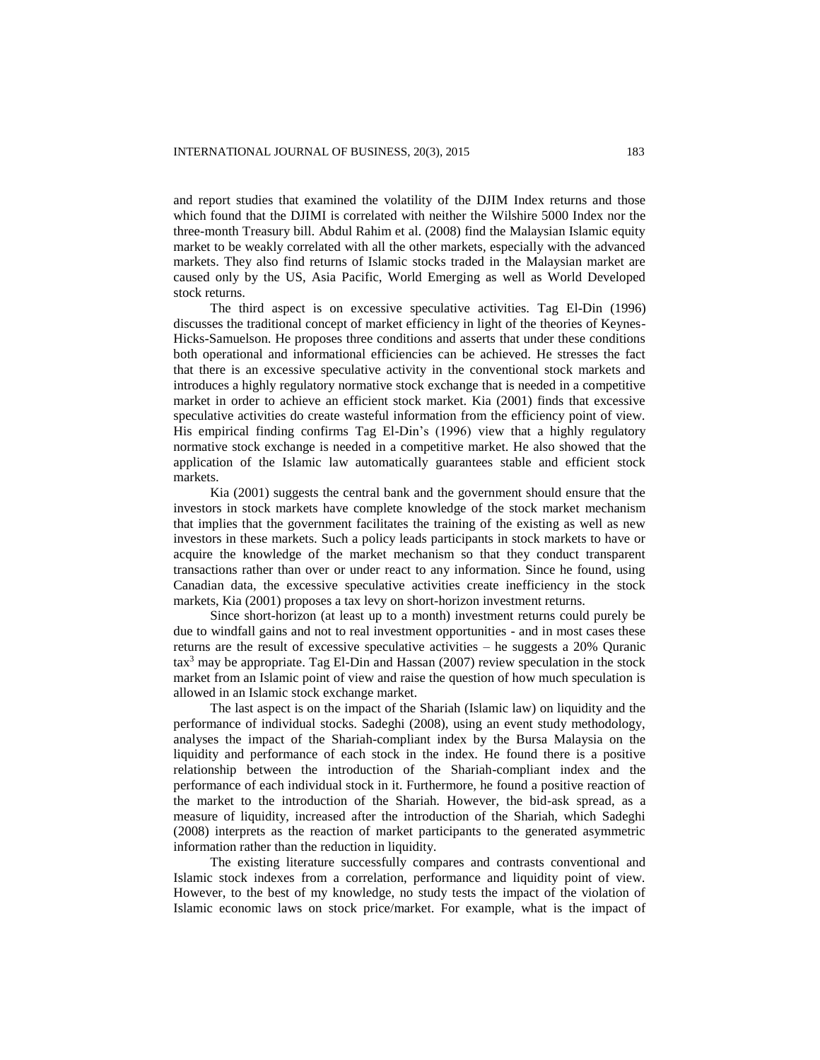and report studies that examined the volatility of the DJIM Index returns and those which found that the DJIMI is correlated with neither the Wilshire 5000 Index nor the three-month Treasury bill. Abdul Rahim et al. (2008) find the Malaysian Islamic equity market to be weakly correlated with all the other markets, especially with the advanced markets. They also find returns of Islamic stocks traded in the Malaysian market are caused only by the US, Asia Pacific, World Emerging as well as World Developed stock returns.

The third aspect is on excessive speculative activities. Tag El-Din (1996) discusses the traditional concept of market efficiency in light of the theories of Keynes-Hicks-Samuelson. He proposes three conditions and asserts that under these conditions both operational and informational efficiencies can be achieved. He stresses the fact that there is an excessive speculative activity in the conventional stock markets and introduces a highly regulatory normative stock exchange that is needed in a competitive market in order to achieve an efficient stock market. Kia (2001) finds that excessive speculative activities do create wasteful information from the efficiency point of view. His empirical finding confirms Tag El-Din's (1996) view that a highly regulatory normative stock exchange is needed in a competitive market. He also showed that the application of the Islamic law automatically guarantees stable and efficient stock markets.

Kia (2001) suggests the central bank and the government should ensure that the investors in stock markets have complete knowledge of the stock market mechanism that implies that the government facilitates the training of the existing as well as new investors in these markets. Such a policy leads participants in stock markets to have or acquire the knowledge of the market mechanism so that they conduct transparent transactions rather than over or under react to any information. Since he found, using Canadian data, the excessive speculative activities create inefficiency in the stock markets, Kia (2001) proposes a tax levy on short-horizon investment returns.

Since short-horizon (at least up to a month) investment returns could purely be due to windfall gains and not to real investment opportunities - and in most cases these returns are the result of excessive speculative activities – he suggests a 20% Quranic tax[3] may be appropriate. Tag El-Din and Hassan (2007) review speculation in the stock market from an Islamic point of view and raise the question of how much speculation is allowed in an Islamic stock exchange market.

The last aspect is on the impact of the Shariah (Islamic law) on liquidity and the performance of individual stocks. Sadeghi (2008), using an event study methodology, analyses the impact of the Shariah-compliant index by the Bursa Malaysia on the liquidity and performance of each stock in the index. He found there is a positive relationship between the introduction of the Shariah-compliant index and the performance of each individual stock in it. Furthermore, he found a positive reaction of the market to the introduction of the Shariah. However, the bid-ask spread, as a measure of liquidity, increased after the introduction of the Shariah, which Sadeghi (2008) interprets as the reaction of market participants to the generated asymmetric information rather than the reduction in liquidity.

The existing literature successfully compares and contrasts conventional and Islamic stock indexes from a correlation, performance and liquidity point of view. However, to the best of my knowledge, no study tests the impact of the violation of Islamic economic laws on stock price/market. For example, what is the impact of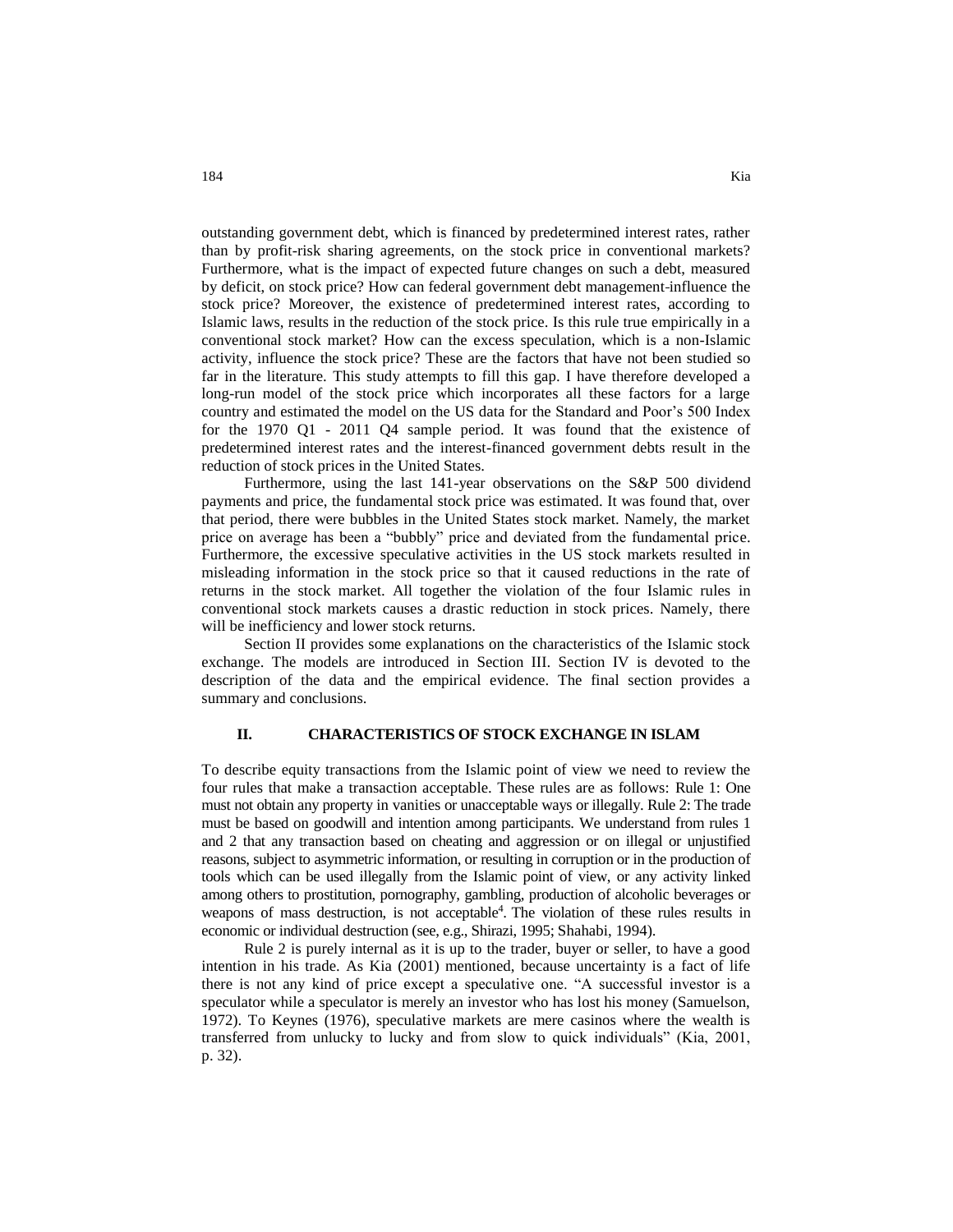outstanding government debt, which is financed by predetermined interest rates, rather than by profit-risk sharing agreements, on the stock price in conventional markets? Furthermore, what is the impact of expected future changes on such a debt, measured by deficit, on stock price? How can federal government debt management influence the stock price? Moreover, the existence of predetermined interest rates, according to Islamic laws, results in the reduction of the stock price. Is this rule true empirically in a conventional stock market? How can the excess speculation, which is a non-Islamic activity, influence the stock price? These are the factors that have not been studied so far in the literature. This study attempts to fill this gap. I have therefore developed a long-run model of the stock price which incorporates all these factors for a large country and estimated the model on the US data for the Standard and Poor's 500 Index for the 1970 Q1 - 2011 Q4 sample period. It was found that the existence of predetermined interest rates and the interest-financed government debts result in the reduction of stock prices in the United States.

Furthermore, using the last 141-year observations on the S&P 500 dividend payments and price, the fundamental stock price was estimated. It was found that, over that period, there were bubbles in the United States stock market. Namely, the market price on average has been a "bubbly" price and deviated from the fundamental price. Furthermore, the excessive speculative activities in the US stock markets resulted in misleading information in the stock price so that it caused reductions in the rate of returns in the stock market. All together the violation of the four Islamic rules in conventional stock markets causes a drastic reduction in stock prices. Namely, there will be inefficiency and lower stock returns.

Section II provides some explanations on the characteristics of the Islamic stock exchange. The models are introduced in Section III. Section IV is devoted to the description of the data and the empirical evidence. The final section provides a summary and conclusions.

## II. CHARACTERISTICS OF STOCK EXCHANGE IN ISLAM

To describe equity transactions from the Islamic point of view we need to review the four rules that make a transaction acceptable. These rules are as follows: Rule 1: One must not obtain any property in vanities or unacceptable ways or illegally. Rule 2: The trade must be based on goodwill and intention among participants. We understand from rules 1 and 2 that any transaction based on cheating and aggression or on illegal or unjustified reasons, subject to asymmetric information, or resulting in corruption or in the production of tools which can be used illegally from the Islamic point of view, or any activity linked among others to prostitution, pornography, gambling, production of alcoholic beverages or weapons of mass destruction, is not acceptable[4]. The violation of these rules results in economic or individual destruction (see, e.g., Shirazi, 1995; Shahabi, 1994).

Rule 2 is purely internal as it is up to the trader, buyer or seller, to have a good intention in his trade. As Kia (2001) mentioned, because uncertainty is a fact of life there is not any kind of price except a speculative one. "A successful investor is a speculator while a speculator is merely an investor who has lost his money (Samuelson, 1972). To Keynes (1976), speculative markets are mere casinos where the wealth is transferred from unlucky to lucky and from slow to quick individuals" (Kia, 2001, p. 32).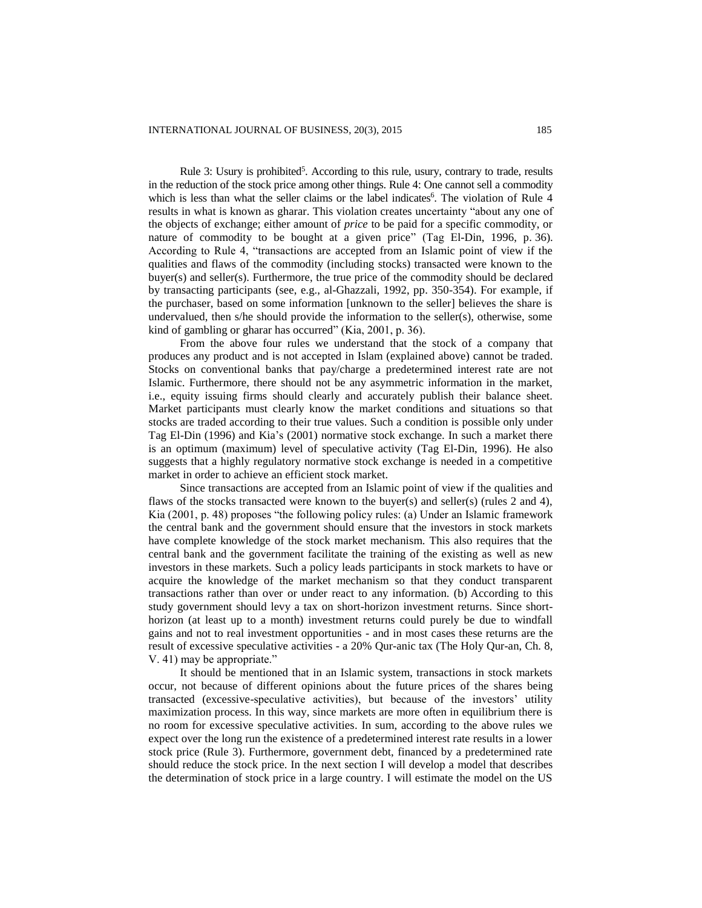Rule 3: Usury is prohibited[5]. According to this rule, usury, contrary to trade, results in the reduction of the stock price among other things. Rule 4: One cannot sell a commodity which is less than what the seller claims or the label indicates[6]. The violation of Rule 4 results in what is known as gharar. This violation creates uncertainty "about any one of the objects of exchange; either amount of *price* to be paid for a specific commodity, or nature of commodity to be bought at a given price" (Tag El-Din, 1996, p. 36). According to Rule 4, "transactions are accepted from an Islamic point of view if the qualities and flaws of the commodity (including stocks) transacted were known to the buyer(s) and seller(s). Furthermore, the true price of the commodity should be declared by transacting participants (see, e.g., al-Ghazzali, 1992, pp. 350-354). For example, if the purchaser, based on some information [unknown to the seller] believes the share is undervalued, then s/he should provide the information to the seller(s), otherwise, some kind of gambling or gharar has occurred" (Kia, 2001, p. 36).

From the above four rules we understand that the stock of a company that produces any product and is not accepted in Islam (explained above) cannot be traded. Stocks on conventional banks that pay/charge a predetermined interest rate are not Islamic. Furthermore, there should not be any asymmetric information in the market, i.e., equity issuing firms should clearly and accurately publish their balance sheet. Market participants must clearly know the market conditions and situations so that stocks are traded according to their true values. Such a condition is possible only under Tag El-Din (1996) and Kia's (2001) normative stock exchange. In such a market there is an optimum (maximum) level of speculative activity (Tag El-Din, 1996). He also suggests that a highly regulatory normative stock exchange is needed in a competitive market in order to achieve an efficient stock market.

Since transactions are accepted from an Islamic point of view if the qualities and flaws of the stocks transacted were known to the buyer(s) and seller(s) (rules 2 and 4), Kia (2001, p. 48) proposes "the following policy rules: (a) Under an Islamic framework the central bank and the government should ensure that the investors in stock markets have complete knowledge of the stock market mechanism. This also requires that the central bank and the government facilitate the training of the existing as well as new investors in these markets. Such a policy leads participants in stock markets to have or acquire the knowledge of the market mechanism so that they conduct transparent transactions rather than over or under react to any information. (b) According to this study government should levy a tax on short-horizon investment returns. Since short-horizon (at least up to a month) investment returns could purely be due to windfall gains and not to real investment opportunities - and in most cases these returns are the result of excessive speculative activities - a 20% Qur-anic tax (The Holy Qur-an, Ch. 8, V. 41) may be appropriate."

It should be mentioned that in an Islamic system, transactions in stock markets occur, not because of different opinions about the future prices of the shares being transacted (excessive-speculative activities), but because of the investors' utility maximization process. In this way, since markets are more often in equilibrium there is no room for excessive speculative activities. In sum, according to the above rules we expect over the long run the existence of a predetermined interest rate results in a lower stock price (Rule 3). Furthermore, government debt, financed by a predetermined rate should reduce the stock price. In the next section I will develop a model that describes the determination of stock price in a large country. I will estimate the model on the US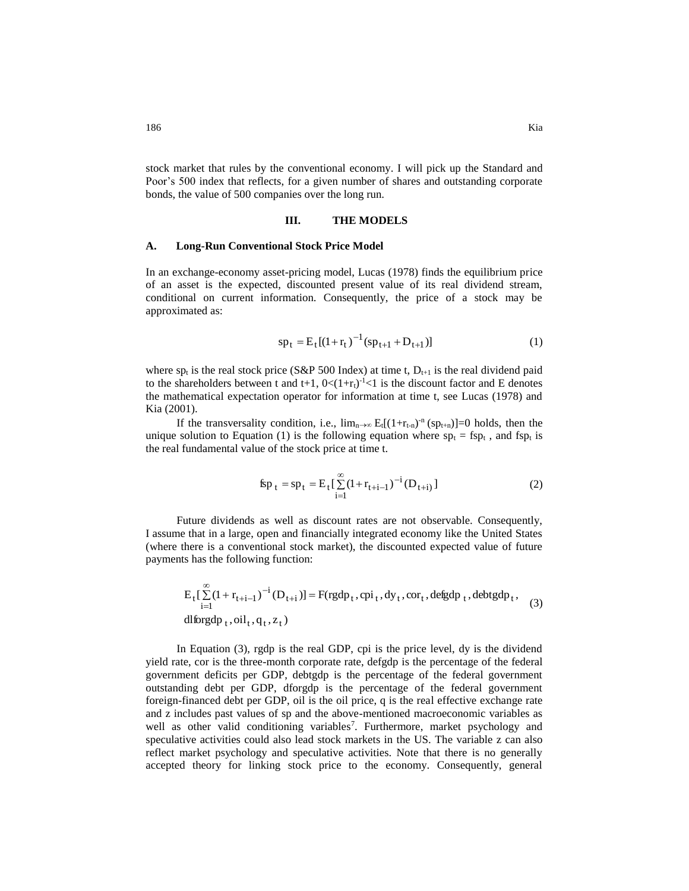stock market that rules by the conventional economy. I will pick up the Standard and Poor's 500 index that reflects, for a given number of shares and outstanding corporate bonds, the value of 500 companies over the long run.

## III. THE MODELS

### A. Long-Run Conventional Stock Price Model

In an exchange-economy asset-pricing model, Lucas (1978) finds the equilibrium price of an asset is the expected, discounted present value of its real dividend stream, conditional on current information. Consequently, the price of a stock may be approximated as:

$$sp_t = E_t[(1+r_t)^{-1}(sp_{t+1} + D_{t+1})] \tag{1}$$

where $sp_t$ is the real stock price (S&P 500 Index) at time t, $D_{t+1}$ is the real dividend paid to the shareholders between t and t+1, $0<(1+r_t)^{-1}<1$ is the discount factor and E denotes the mathematical expectation operator for information at time t, see Lucas (1978) and Kia (2001).

If the transversality condition, i.e., $\lim_{n\to\infty} E_t[(1+r_{t-n})^{-n}(sp_{t+n})]=0$ holds, then the unique solution to Equation (1) is the following equation where $sp_t = fsp_t$, and $fsp_t$ is the real fundamental value of the stock price at time t.

$$fsp_t = sp_t = E_t[\sum_{i=1}^{\infty}(1+r_{t+i-1})^{-i}(D_{t+i})] \tag{2}$$

Future dividends as well as discount rates are not observable. Consequently, I assume that in a large, open and financially integrated economy like the United States (where there is a conventional stock market), the discounted expected value of future payments has the following function:

$$E_t[\sum_{i=1}^{\infty}(1+r_{t+i-1})^{-i}(D_{t+i})] = F(rgdp_t, cpi_t, dy_t, cor_t, defgdp_t, debtgdp_t, dforgdp_t, oil_t, q_t, z_t) \tag{3}$$

In Equation (3), rgdp is the real GDP, cpi is the price level, dy is the dividend yield rate, cor is the three-month corporate rate, defgdp is the percentage of the federal government deficits per GDP, debtgdp is the percentage of the federal government outstanding debt per GDP, dforgdp is the percentage of the federal government foreign-financed debt per GDP, oil is the oil price, q is the real effective exchange rate and z includes past values of sp and the above-mentioned macroeconomic variables as well as other valid conditioning variables[7]. Furthermore, market psychology and speculative activities could also lead stock markets in the US. The variable z can also reflect market psychology and speculative activities. Note that there is no generally accepted theory for linking stock price to the economy. Consequently, general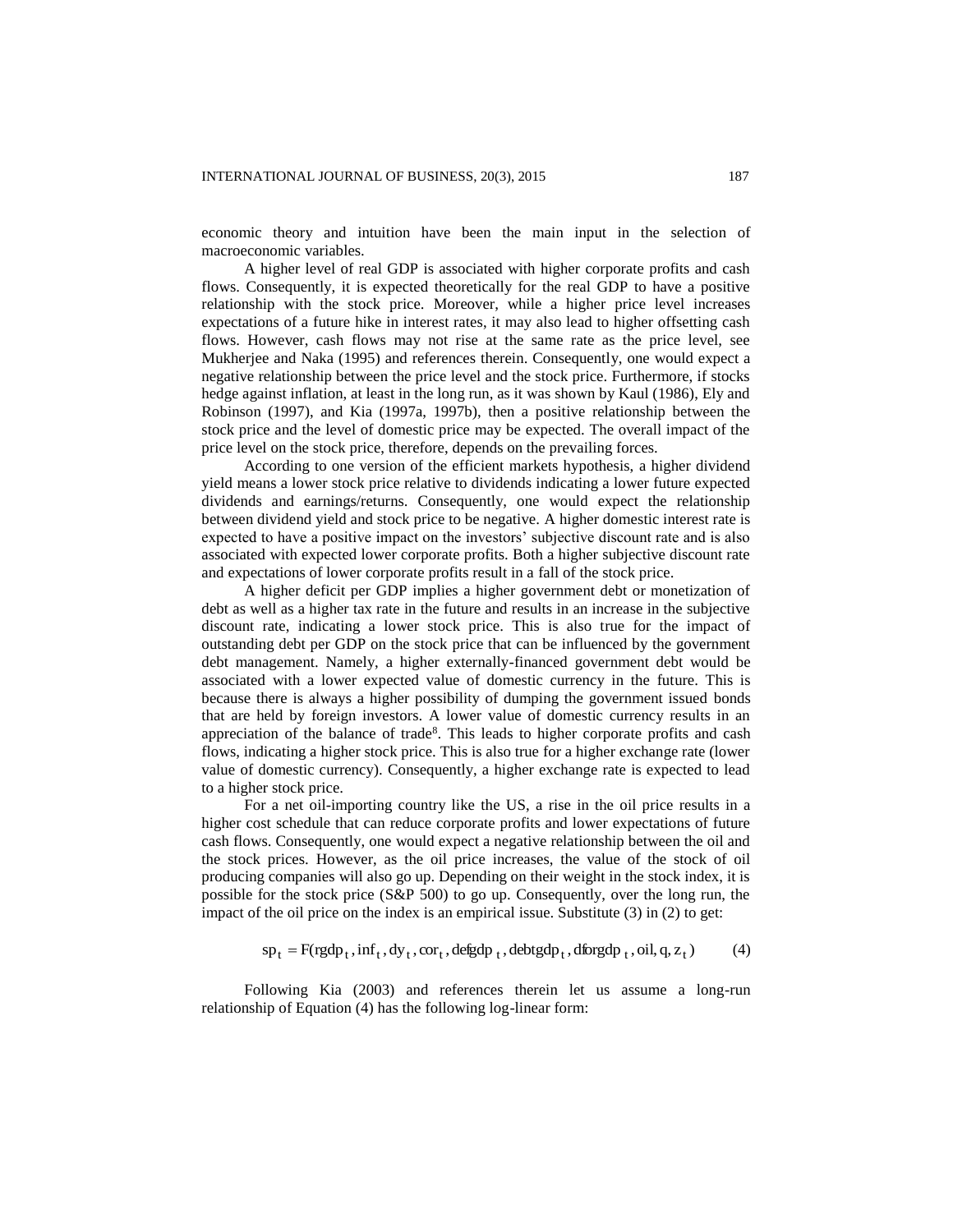economic theory and intuition have been the main input in the selection of macroeconomic variables.

A higher level of real GDP is associated with higher corporate profits and cash flows. Consequently, it is expected theoretically for the real GDP to have a positive relationship with the stock price. Moreover, while a higher price level increases expectations of a future hike in interest rates, it may also lead to higher offsetting cash flows. However, cash flows may not rise at the same rate as the price level, see Mukherjee and Naka (1995) and references therein. Consequently, one would expect a negative relationship between the price level and the stock price. Furthermore, if stocks hedge against inflation, at least in the long run, as it was shown by Kaul (1986), Ely and Robinson (1997), and Kia (1997a, 1997b), then a positive relationship between the stock price and the level of domestic price may be expected. The overall impact of the price level on the stock price, therefore, depends on the prevailing forces.

According to one version of the efficient markets hypothesis, a higher dividend yield means a lower stock price relative to dividends indicating a lower future expected dividends and earnings/returns. Consequently, one would expect the relationship between dividend yield and stock price to be negative. A higher domestic interest rate is expected to have a positive impact on the investors' subjective discount rate and is also associated with expected lower corporate profits. Both a higher subjective discount rate and expectations of lower corporate profits result in a fall of the stock price.

A higher deficit per GDP implies a higher government debt or monetization of debt as well as a higher tax rate in the future and results in an increase in the subjective discount rate, indicating a lower stock price. This is also true for the impact of outstanding debt per GDP on the stock price that can be influenced by the government debt management. Namely, a higher externally-financed government debt would be associated with a lower expected value of domestic currency in the future. This is because there is always a higher possibility of dumping the government issued bonds that are held by foreign investors. A lower value of domestic currency results in an appreciation of the balance of trade[8]. This leads to higher corporate profits and cash flows, indicating a higher stock price. This is also true for a higher exchange rate (lower value of domestic currency). Consequently, a higher exchange rate is expected to lead to a higher stock price.

For a net oil-importing country like the US, a rise in the oil price results in a higher cost schedule that can reduce corporate profits and lower expectations of future cash flows. Consequently, one would expect a negative relationship between the oil and the stock prices. However, as the oil price increases, the value of the stock of oil producing companies will also go up. Depending on their weight in the stock index, it is possible for the stock price (S&P 500) to go up. Consequently, over the long run, the impact of the oil price on the index is an empirical issue. Substitute (3) in (2) to get:

$$sp_t = F(rgdp_t, inf_t, dy_t, cor_t, defgdp_t, debtgdp_t, dforgdp_t, oil, q, z_t) \qquad (4)$$

Following Kia (2003) and references therein let us assume a long-run relationship of Equation (4) has the following log-linear form: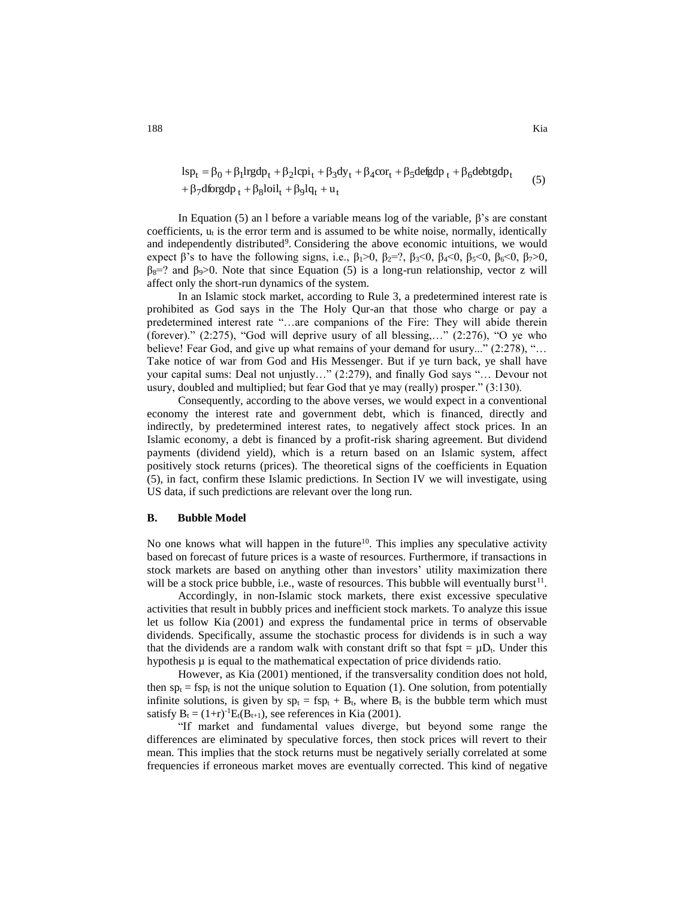$$\begin{aligned} lsp_t = \beta_0 + \beta_1 lrgdp_t + \beta_2 lcpi_t + \beta_3 dy_t + \beta_4 cor_t + \beta_5 defgdp_t + \beta_6 debtgdp_t \\ + \beta_7 dforgdp_t + \beta_8 loil_t + \beta_9 lq_t + u_t \end{aligned} \tag{5}$$

In Equation (5) an l before a variable means log of the variable, β's are constant coefficients, $u_t$ is the error term and is assumed to be white noise, normally, identically and independently distributed[9]. Considering the above economic intuitions, we would expect β's to have the following signs, i.e., $\beta_1>0$, $\beta_2=?$, $\beta_3<0$, $\beta_4<0$, $\beta_5<0$, $\beta_6<0$, $\beta_7>0$, $\beta_8=?$ and $\beta_9>0$. Note that since Equation (5) is a long-run relationship, vector z will affect only the short-run dynamics of the system.

In an Islamic stock market, according to Rule 3, a predetermined interest rate is prohibited as God says in the The Holy Qur-an that those who charge or pay a predetermined interest rate "…are companions of the Fire: They will abide therein (forever)." (2:275), "God will deprive usury of all blessing,…" (2:276), "O ye who believe! Fear God, and give up what remains of your demand for usury..." (2:278), "… Take notice of war from God and His Messenger. But if ye turn back, ye shall have your capital sums: Deal not unjustly…" (2:279), and finally God says "… Devour not usury, doubled and multiplied; but fear God that ye may (really) prosper." (3:130).

Consequently, according to the above verses, we would expect in a conventional economy the interest rate and government debt, which is financed, directly and indirectly, by predetermined interest rates, to negatively affect stock prices. In an Islamic economy, a debt is financed by a profit-risk sharing agreement. But dividend payments (dividend yield), which is a return based on an Islamic system, affect positively stock returns (prices). The theoretical signs of the coefficients in Equation (5), in fact, confirm these Islamic predictions. In Section IV we will investigate, using US data, if such predictions are relevant over the long run.

### B. Bubble Model

No one knows what will happen in the future[10]. This implies any speculative activity based on forecast of future prices is a waste of resources. Furthermore, if transactions in stock markets are based on anything other than investors' utility maximization there will be a stock price bubble, i.e., waste of resources. This bubble will eventually burst[11].

Accordingly, in non-Islamic stock markets, there exist excessive speculative activities that result in bubbly prices and inefficient stock markets. To analyze this issue let us follow Kia (2001) and express the fundamental price in terms of observable dividends. Specifically, assume the stochastic process for dividends is in such a way that the dividends are a random walk with constant drift so that $fspt = \mu D_t$. Under this hypothesis μ is equal to the mathematical expectation of price dividends ratio.

However, as Kia (2001) mentioned, if the transversality condition does not hold, then $sp_t = fsp_t$ is not the unique solution to Equation (1). One solution, from potentially infinite solutions, is given by $sp_t = fsp_t + B_t$, where $B_t$ is the bubble term which must satisfy $B_t = (1+r)^{-1}E_t(B_{t+1})$, see references in Kia (2001).

"If market and fundamental values diverge, but beyond some range the differences are eliminated by speculative forces, then stock prices will revert to their mean. This implies that the stock returns must be negatively serially correlated at some frequencies if erroneous market moves are eventually corrected. This kind of negative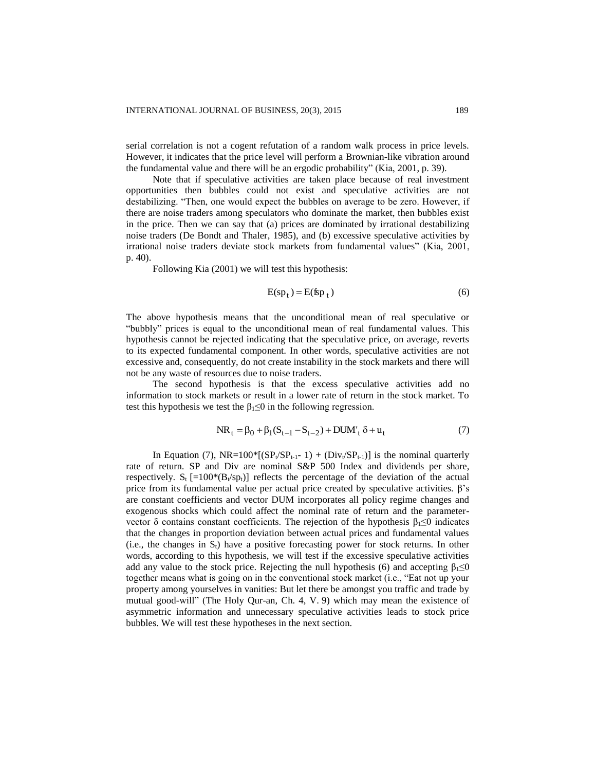serial correlation is not a cogent refutation of a random walk process in price levels. However, it indicates that the price level will perform a Brownian-like vibration around the fundamental value and there will be an ergodic probability" (Kia, 2001, p. 39).

Note that if speculative activities are taken place because of real investment opportunities then bubbles could not exist and speculative activities are not destabilizing. "Then, one would expect the bubbles on average to be zero. However, if there are noise traders among speculators who dominate the market, then bubbles exist in the price. Then we can say that (a) prices are dominated by irrational destabilizing noise traders (De Bondt and Thaler, 1985), and (b) excessive speculative activities by irrational noise traders deviate stock markets from fundamental values" (Kia, 2001, p. 40).

Following Kia (2001) we will test this hypothesis:

$$E(sp_t) = E(fsp_t) \tag{6}$$

The above hypothesis means that the unconditional mean of real speculative or "bubbly" prices is equal to the unconditional mean of real fundamental values. This hypothesis cannot be rejected indicating that the speculative price, on average, reverts to its expected fundamental component. In other words, speculative activities are not excessive and, consequently, do not create instability in the stock markets and there will not be any waste of resources due to noise traders.

The second hypothesis is that the excess speculative activities add no information to stock markets or result in a lower rate of return in the stock market. To test this hypothesis we test the $\beta_1 \leq 0$ in the following regression.

$$NR_t = \beta_0 + \beta_1(S_{t-1} - S_{t-2}) + DUM'_t \delta + u_t \tag{7}$$

In Equation (7), $NR = 100*[(SP_t/SP_{t-1} - 1) + (Div_t/SP_{t-1})]$ is the nominal quarterly rate of return. SP and Div are nominal S&P 500 Index and dividends per share, respectively. $S_t$ $[=100*(B_t/sp_t)]$ reflects the percentage of the deviation of the actual price from its fundamental value per actual price created by speculative activities. β's are constant coefficients and vector DUM incorporates all policy regime changes and exogenous shocks which could affect the nominal rate of return and the parameter-vector δ contains constant coefficients. The rejection of the hypothesis $\beta_1 \leq 0$ indicates that the changes in proportion deviation between actual prices and fundamental values (i.e., the changes in $S_t$) have a positive forecasting power for stock returns. In other words, according to this hypothesis, we will test if the excessive speculative activities add any value to the stock price. Rejecting the null hypothesis (6) and accepting $\beta_1 \leq 0$ together means what is going on in the conventional stock market (i.e., "Eat not up your property among yourselves in vanities: But let there be amongst you traffic and trade by mutual good-will" (The Holy Qur-an, Ch. 4, V. 9) which may mean the existence of asymmetric information and unnecessary speculative activities leads to stock price bubbles. We will test these hypotheses in the next section.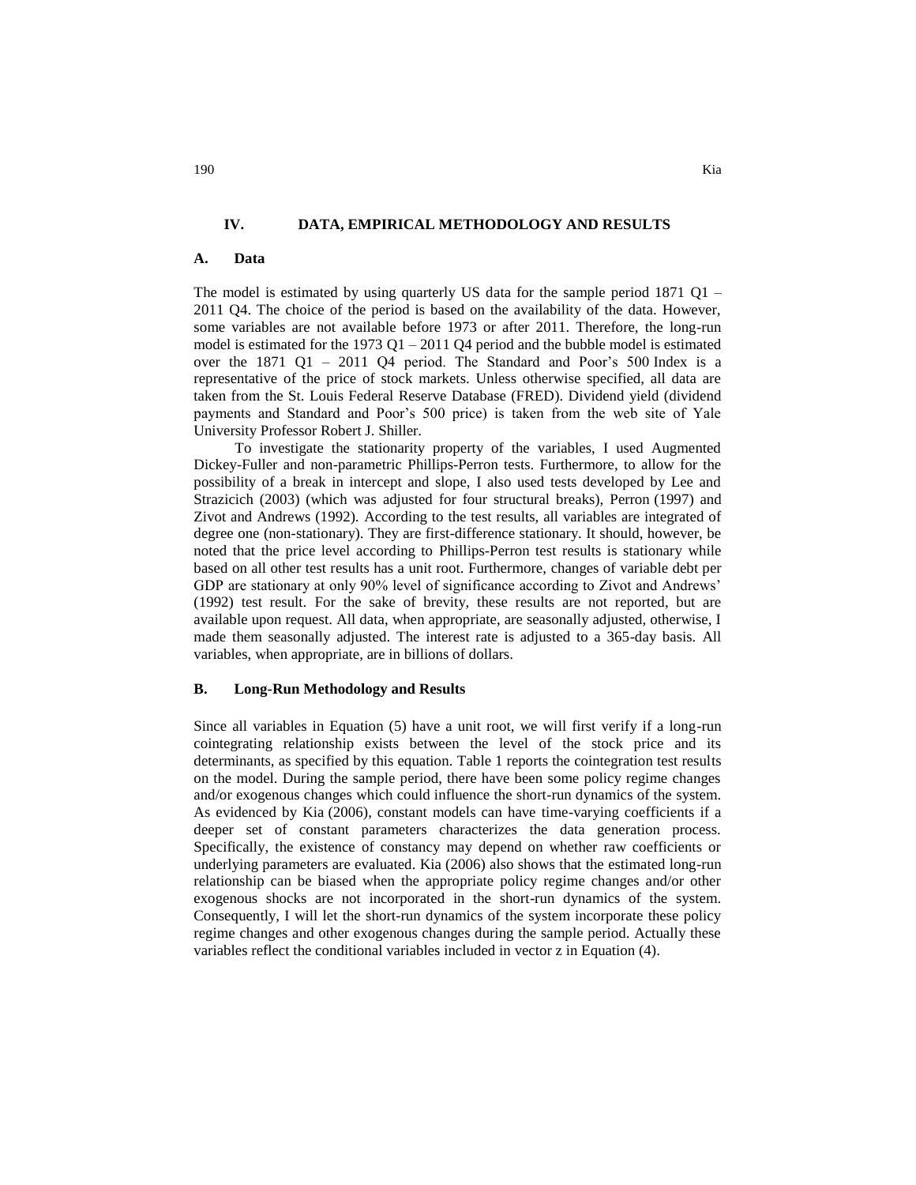## IV. DATA, EMPIRICAL METHODOLOGY AND RESULTS

### A. Data

The model is estimated by using quarterly US data for the sample period 1871 Q1 – 2011 Q4. The choice of the period is based on the availability of the data. However, some variables are not available before 1973 or after 2011. Therefore, the long-run model is estimated for the 1973 Q1 – 2011 Q4 period and the bubble model is estimated over the 1871 Q1 – 2011 Q4 period. The Standard and Poor's 500 Index is a representative of the price of stock markets. Unless otherwise specified, all data are taken from the St. Louis Federal Reserve Database (FRED). Dividend yield (dividend payments and Standard and Poor's 500 price) is taken from the web site of Yale University Professor Robert J. Shiller.

To investigate the stationarity property of the variables, I used Augmented Dickey-Fuller and non-parametric Phillips-Perron tests. Furthermore, to allow for the possibility of a break in intercept and slope, I also used tests developed by Lee and Strazicich (2003) (which was adjusted for four structural breaks), Perron (1997) and Zivot and Andrews (1992). According to the test results, all variables are integrated of degree one (non-stationary). They are first-difference stationary. It should, however, be noted that the price level according to Phillips-Perron test results is stationary while based on all other test results has a unit root. Furthermore, changes of variable debt per GDP are stationary at only 90% level of significance according to Zivot and Andrews' (1992) test result. For the sake of brevity, these results are not reported, but are available upon request. All data, when appropriate, are seasonally adjusted, otherwise, I made them seasonally adjusted. The interest rate is adjusted to a 365-day basis. All variables, when appropriate, are in billions of dollars.

### B. Long-Run Methodology and Results

Since all variables in Equation (5) have a unit root, we will first verify if a long-run cointegrating relationship exists between the level of the stock price and its determinants, as specified by this equation. Table 1 reports the cointegration test results on the model. During the sample period, there have been some policy regime changes and/or exogenous changes which could influence the short-run dynamics of the system. As evidenced by Kia (2006), constant models can have time-varying coefficients if a deeper set of constant parameters characterizes the data generation process. Specifically, the existence of constancy may depend on whether raw coefficients or underlying parameters are evaluated. Kia (2006) also shows that the estimated long-run relationship can be biased when the appropriate policy regime changes and/or other exogenous shocks are not incorporated in the short-run dynamics of the system. Consequently, I will let the short-run dynamics of the system incorporate these policy regime changes and other exogenous changes during the sample period. Actually these variables reflect the conditional variables included in vector z in Equation (4).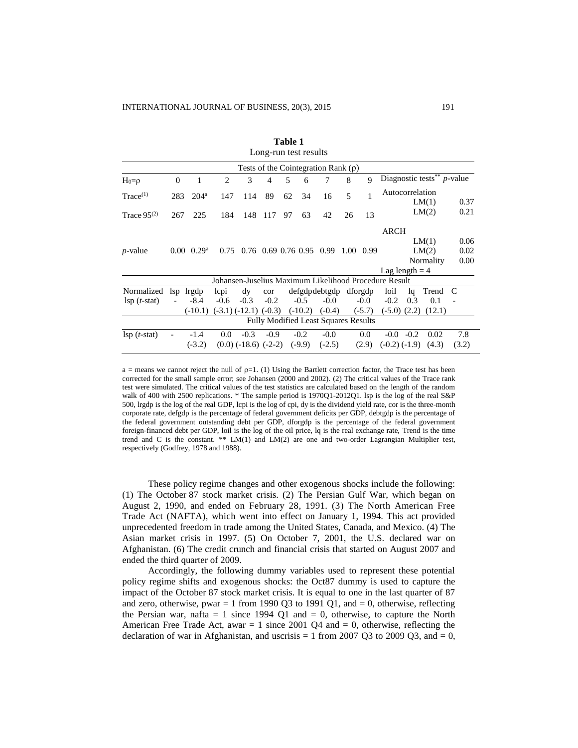**Table 1**
Long-run test results

| Tests of the Cointegration Rank (ρ) | | | | | | | | | | | Diagnostic tests** | *p*-value |
|---|---|---|---|---|---|---|---|---|---|---|---|---|
| $H_0$=ρ | 0 | 1 | 2 | 3 | 4 | 5 | 6 | 7 | 8 | 9 | | |
| Trace[(1)] | 283 | 204[a] | 147 | 114 | 89 | 62 | 34 | 16 | 5 | 1 | Autocorrelation LM(1) | 0.37 |
| Trace 95[(2)] | 267 | 225 | 184 | 148 | 117 | 97 | 63 | 42 | 26 | 13 | LM(2) | 0.21 |
| | | | | | | | | | | | ARCH LM(1) | 0.06 |
| *p*-value | 0.00 | 0.29[a] | 0.75 | 0.76 | 0.69 | 0.76 | 0.95 | 0.99 | 1.00 | 0.99 | LM(2) | 0.02 |
| | | | | | | | | | | | Normality | 0.00 |
| | | | | | | | | | | | Lag length = 4 | |

| Johansen-Juselius Maximum Likelihood Procedure Result | | | | | | | | | | | | | |
|---|---|---|---|---|---|---|---|---|---|---|---|---|---|
| Normalized | lsp | lrgdp | lcpi | dy | cor | defgdp | debtgdp | dforgdp | loil | lq | Trend | C |
| lsp (*t*-stat) | - | -8.4 | -0.6 | -0.3 | -0.2 | -0.5 | -0.0 | -0.0 | -0.2 | 0.3 | 0.1 | - |
| | | (-10.1) | (-3.1) | (-12.1) | (-0.3) | (-10.2) | (-0.4) | (-5.7) | (-5.0) | (2.2) | (12.1) | |
| **Fully Modified Least Squares Results** | | | | | | | | | | | | |
| lsp (*t*-stat) | - | -1.4 | 0.0 | -0.3 | -0.9 | -0.2 | -0.0 | 0.0 | -0.0 | -0.2 | 0.02 | 7.8 |
| | | (-3.2) | (0.0) | (-18.6) | (-2-2) | (-9.9) | (-2.5) | (2.9) | (-0.2) | (-1.9) | (4.3) | (3.2) |

a = means we cannot reject the null of ρ=1. (1) Using the Bartlett correction factor, the Trace test has been corrected for the small sample error; see Johansen (2000 and 2002). (2) The critical values of the Trace rank test were simulated. The critical values of the test statistics are calculated based on the length of the random walk of 400 with 2500 replications. * The sample period is 1970Q1-2012Q1. lsp is the log of the real S&P 500, lrgdp is the log of the real GDP, lcpi is the log of cpi, dy is the dividend yield rate, cor is the three-month corporate rate, defgdp is the percentage of federal government deficits per GDP, debtgdp is the percentage of the federal government outstanding debt per GDP, dforgdp is the percentage of the federal government foreign-financed debt per GDP, loil is the log of the oil price, lq is the real exchange rate, Trend is the time trend and C is the constant. ** LM(1) and LM(2) are one and two-order Lagrangian Multiplier test, respectively (Godfrey, 1978 and 1988).

These policy regime changes and other exogenous shocks include the following: (1) The October 87 stock market crisis. (2) The Persian Gulf War, which began on August 2, 1990, and ended on February 28, 1991. (3) The North American Free Trade Act (NAFTA), which went into effect on January 1, 1994. This act provided unprecedented freedom in trade among the United States, Canada, and Mexico. (4) The Asian market crisis in 1997. (5) On October 7, 2001, the U.S. declared war on Afghanistan. (6) The credit crunch and financial crisis that started on August 2007 and ended the third quarter of 2009.

Accordingly, the following dummy variables used to represent these potential policy regime shifts and exogenous shocks: the Oct87 dummy is used to capture the impact of the October 87 stock market crisis. It is equal to one in the last quarter of 87 and zero, otherwise, pwar = 1 from 1990 Q3 to 1991 Q1, and = 0, otherwise, reflecting the Persian war, nafta = 1 since 1994 Q1 and = 0, otherwise, to capture the North American Free Trade Act, awar = 1 since 2001 Q4 and = 0, otherwise, reflecting the declaration of war in Afghanistan, and uscrisis = 1 from 2007 Q3 to 2009 Q3, and = 0,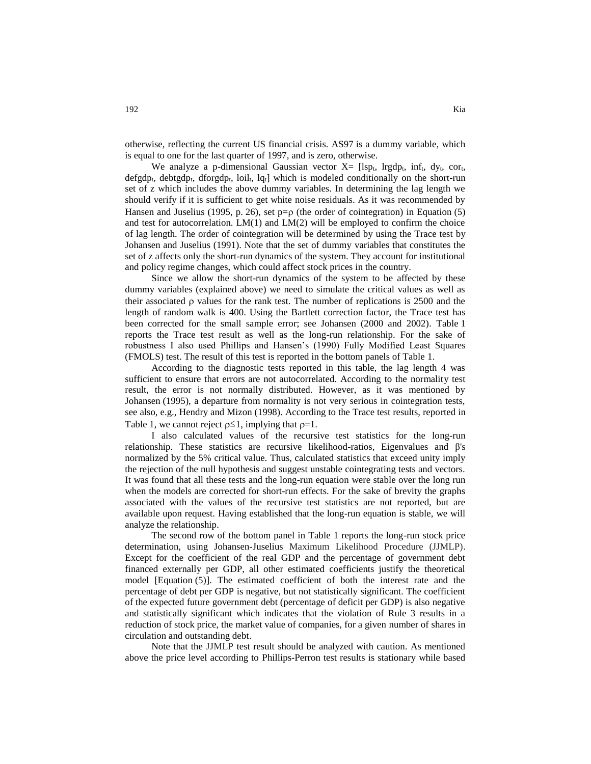otherwise, reflecting the current US financial crisis. AS97 is a dummy variable, which is equal to one for the last quarter of 1997, and is zero, otherwise.

We analyze a p-dimensional Gaussian vector X= [$lsp_t$, $lrgdp_t$, $inf_t$, $dy_t$, $cor_t$, $defgdp_t$, $debtgdp_t$, $dforgdp_t$, $loil_t$, $lq_t$] which is modeled conditionally on the short-run set of z which includes the above dummy variables. In determining the lag length we should verify if it is sufficient to get white noise residuals. As it was recommended by Hansen and Juselius (1995, p. 26), set $p=\rho$ (the order of cointegration) in Equation (5) and test for autocorrelation. LM(1) and LM(2) will be employed to confirm the choice of lag length. The order of cointegration will be determined by using the Trace test by Johansen and Juselius (1991). Note that the set of dummy variables that constitutes the set of z affects only the short-run dynamics of the system. They account for institutional and policy regime changes, which could affect stock prices in the country.

Since we allow the short-run dynamics of the system to be affected by these dummy variables (explained above) we need to simulate the critical values as well as their associated $\rho$ values for the rank test. The number of replications is 2500 and the length of random walk is 400. Using the Bartlett correction factor, the Trace test has been corrected for the small sample error; see Johansen (2000 and 2002). Table 1 reports the Trace test result as well as the long-run relationship. For the sake of robustness I also used Phillips and Hansen's (1990) Fully Modified Least Squares (FMOLS) test. The result of this test is reported in the bottom panels of Table 1.

According to the diagnostic tests reported in this table, the lag length 4 was sufficient to ensure that errors are not autocorrelated. According to the normality test result, the error is not normally distributed. However, as it was mentioned by Johansen (1995), a departure from normality is not very serious in cointegration tests, see also, e.g., Hendry and Mizon (1998). According to the Trace test results, reported in Table 1, we cannot reject $\rho \leq 1$, implying that $\rho=1$.

I also calculated values of the recursive test statistics for the long-run relationship. These statistics are recursive likelihood-ratios, Eigenvalues and $\beta$'s normalized by the 5% critical value. Thus, calculated statistics that exceed unity imply the rejection of the null hypothesis and suggest unstable cointegrating tests and vectors. It was found that all these tests and the long-run equation were stable over the long run when the models are corrected for short-run effects. For the sake of brevity the graphs associated with the values of the recursive test statistics are not reported, but are available upon request. Having established that the long-run equation is stable, we will analyze the relationship.

The second row of the bottom panel in Table 1 reports the long-run stock price determination, using Johansen-Juselius Maximum Likelihood Procedure (JJMLP). Except for the coefficient of the real GDP and the percentage of government debt financed externally per GDP, all other estimated coefficients justify the theoretical model [Equation (5)]. The estimated coefficient of both the interest rate and the percentage of debt per GDP is negative, but not statistically significant. The coefficient of the expected future government debt (percentage of deficit per GDP) is also negative and statistically significant which indicates that the violation of Rule 3 results in a reduction of stock price, the market value of companies, for a given number of shares in circulation and outstanding debt.

Note that the JJMLP test result should be analyzed with caution. As mentioned above the price level according to Phillips-Perron test results is stationary while based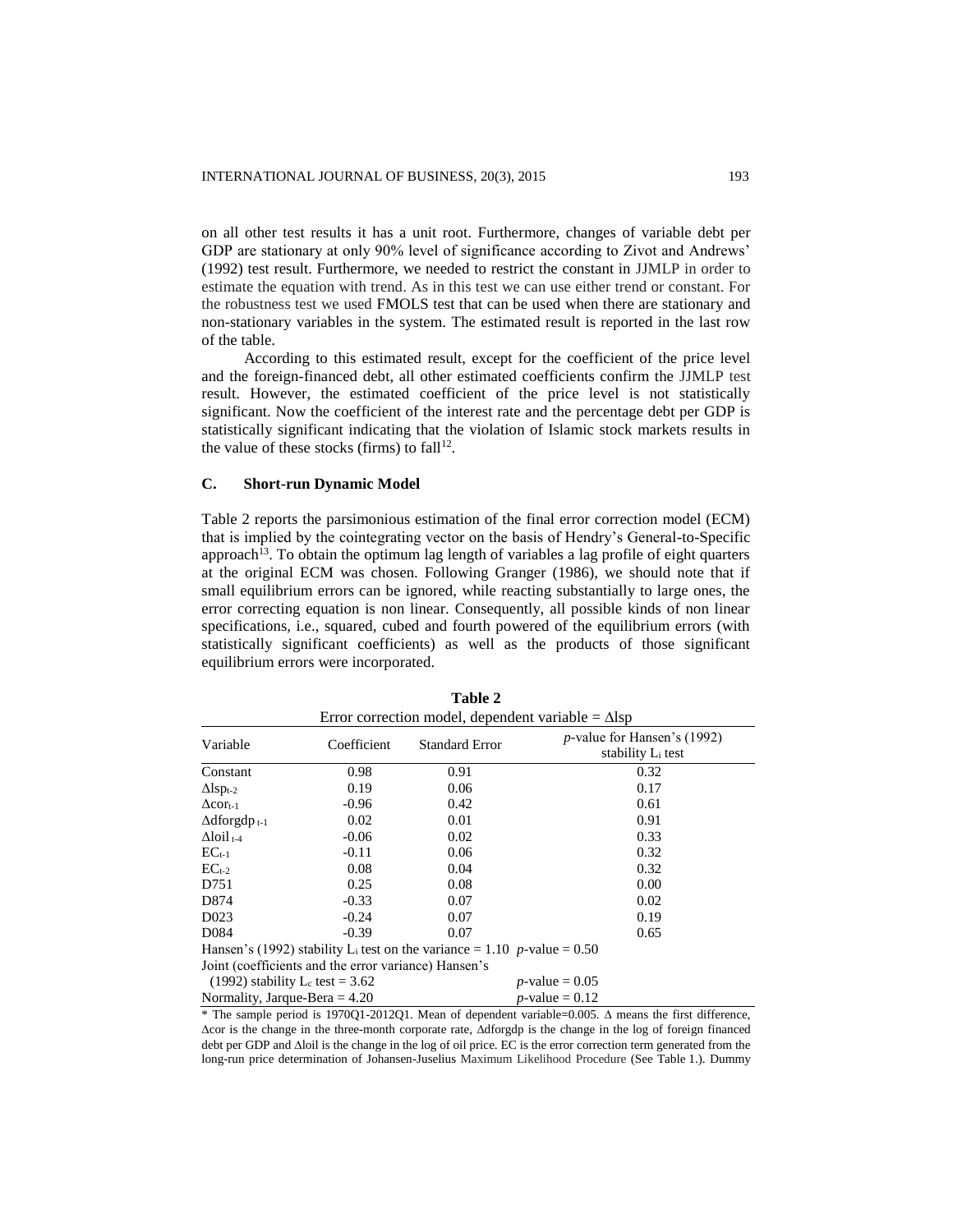on all other test results it has a unit root. Furthermore, changes of variable debt per GDP are stationary at only 90% level of significance according to Zivot and Andrews' (1992) test result. Furthermore, we needed to restrict the constant in JJMLP in order to estimate the equation with trend. As in this test we can use either trend or constant. For the robustness test we used FMOLS test that can be used when there are stationary and non-stationary variables in the system. The estimated result is reported in the last row of the table.

According to this estimated result, except for the coefficient of the price level and the foreign-financed debt, all other estimated coefficients confirm the JJMLP test result. However, the estimated coefficient of the price level is not statistically significant. Now the coefficient of the interest rate and the percentage debt per GDP is statistically significant indicating that the violation of Islamic stock markets results in the value of these stocks (firms) to fall[12].

### C. Short-run Dynamic Model

Table 2 reports the parsimonious estimation of the final error correction model (ECM) that is implied by the cointegrating vector on the basis of Hendry's General-to-Specific approach[13]. To obtain the optimum lag length of variables a lag profile of eight quarters at the original ECM was chosen. Following Granger (1986), we should note that if small equilibrium errors can be ignored, while reacting substantially to large ones, the error correcting equation is non linear. Consequently, all possible kinds of non linear specifications, i.e., squared, cubed and fourth powered of the equilibrium errors (with statistically significant coefficients) as well as the products of those significant equilibrium errors were incorporated.

**Table 2**
Error correction model, dependent variable = $\Delta$lsp

| Variable | Coefficient | Standard Error | *p*-value for Hansen's (1992) stability $L_i$ test |
|---|---|---|---|
| Constant | 0.98 | 0.91 | 0.32 |
| $\Delta lsp_{t-2}$ | 0.19 | 0.06 | 0.17 |
| $\Delta cor_{t-1}$ | -0.96 | 0.42 | 0.61 |
| $\Delta dforgdp_{t-1}$ | 0.02 | 0.01 | 0.91 |
| $\Delta loil_{t-4}$ | -0.06 | 0.02 | 0.33 |
| $EC_{t-1}$ | -0.11 | 0.06 | 0.32 |
| $EC_{t-2}$ | 0.08 | 0.04 | 0.32 |
| D751 | 0.25 | 0.08 | 0.00 |
| D874 | -0.33 | 0.07 | 0.02 |
| D023 | -0.24 | 0.07 | 0.19 |
| D084 | -0.39 | 0.07 | 0.65 |
| Hansen's (1992) stability $L_i$ test on the variance = 1.10 *p*-value = 0.50 | | | |
| Joint (coefficients and the error variance) Hansen's (1992) stability $L_c$ test = 3.62 | | *p*-value = 0.05 | |
| Normality, Jarque-Bera = 4.20 | | *p*-value = 0.12 | |

\* The sample period is 1970Q1-2012Q1. Mean of dependent variable=0.005. $\Delta$ means the first difference, $\Delta$cor is the change in the three-month corporate rate, $\Delta$dforgdp is the change in the log of foreign financed debt per GDP and $\Delta$loil is the change in the log of oil price. EC is the error correction term generated from the long-run price determination of Johansen-Juselius Maximum Likelihood Procedure (See Table 1.). Dummy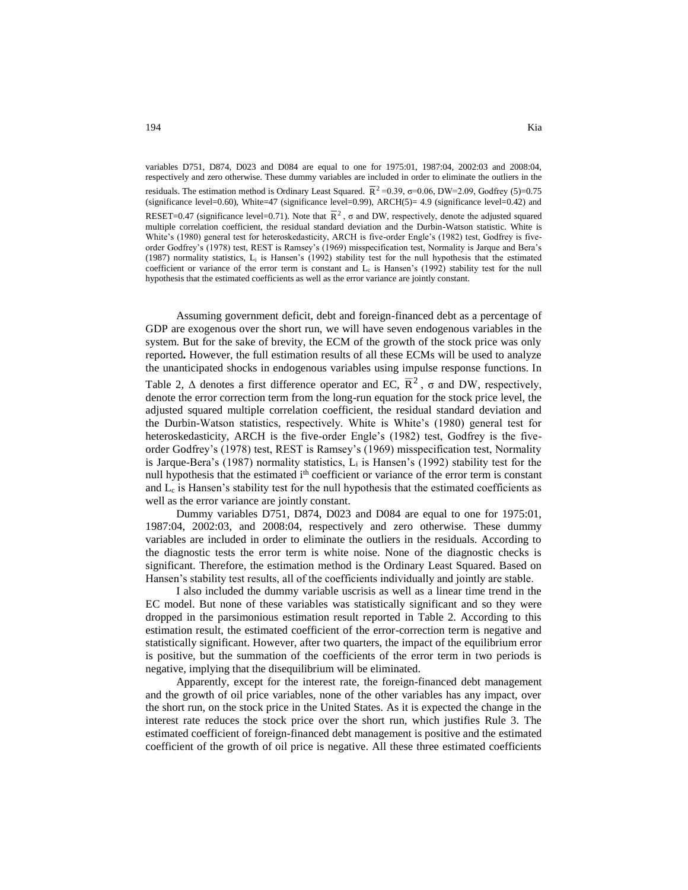variables D751, D874, D023 and D084 are equal to one for 1975:01, 1987:04, 2002:03 and 2008:04, respectively and zero otherwise. These dummy variables are included in order to eliminate the outliers in the residuals. The estimation method is Ordinary Least Squared. $\overline{R}^2$=0.39, σ=0.06, DW=2.09, Godfrey (5)=0.75 (significance level=0.60), White=47 (significance level=0.99), ARCH(5)= 4.9 (significance level=0.42) and RESET=0.47 (significance level=0.71). Note that $\overline{R}^2$, σ and DW, respectively, denote the adjusted squared multiple correlation coefficient, the residual standard deviation and the Durbin-Watson statistic. White is White's (1980) general test for heteroskedasticity, ARCH is five-order Engle's (1982) test, Godfrey is five-order Godfrey's (1978) test, REST is Ramsey's (1969) misspecification test, Normality is Jarque and Bera's (1987) normality statistics, $L_i$ is Hansen's (1992) stability test for the null hypothesis that the estimated coefficient or variance of the error term is constant and $L_c$ is Hansen's (1992) stability test for the null hypothesis that the estimated coefficients as well as the error variance are jointly constant.

Assuming government deficit, debt and foreign-financed debt as a percentage of GDP are exogenous over the short run, we will have seven endogenous variables in the system. But for the sake of brevity, the ECM of the growth of the stock price was only reported**.** However, the full estimation results of all these ECMs will be used to analyze the unanticipated shocks in endogenous variables using impulse response functions. In Table 2, Δ denotes a first difference operator and EC, $\overline{R}^2$, σ and DW, respectively, denote the error correction term from the long-run equation for the stock price level, the adjusted squared multiple correlation coefficient, the residual standard deviation and the Durbin-Watson statistics, respectively. White is White's (1980) general test for heteroskedasticity, ARCH is the five-order Engle's (1982) test, Godfrey is the five-order Godfrey's (1978) test, REST is Ramsey's (1969) misspecification test, Normality is Jarque-Bera's (1987) normality statistics, $L_i$ is Hansen's (1992) stability test for the null hypothesis that the estimated $i^{th}$ coefficient or variance of the error term is constant and $L_c$ is Hansen's stability test for the null hypothesis that the estimated coefficients as well as the error variance are jointly constant.

Dummy variables D751, D874, D023 and D084 are equal to one for 1975:01, 1987:04, 2002:03, and 2008:04, respectively and zero otherwise. These dummy variables are included in order to eliminate the outliers in the residuals. According to the diagnostic tests the error term is white noise. None of the diagnostic checks is significant. Therefore, the estimation method is the Ordinary Least Squared. Based on Hansen's stability test results, all of the coefficients individually and jointly are stable.

I also included the dummy variable uscrisis as well as a linear time trend in the EC model. But none of these variables was statistically significant and so they were dropped in the parsimonious estimation result reported in Table 2. According to this estimation result, the estimated coefficient of the error-correction term is negative and statistically significant. However, after two quarters, the impact of the equilibrium error is positive, but the summation of the coefficients of the error term in two periods is negative, implying that the disequilibrium will be eliminated.

Apparently, except for the interest rate, the foreign-financed debt management and the growth of oil price variables, none of the other variables has any impact, over the short run, on the stock price in the United States. As it is expected the change in the interest rate reduces the stock price over the short run, which justifies Rule 3. The estimated coefficient of foreign-financed debt management is positive and the estimated coefficient of the growth of oil price is negative. All these three estimated coefficients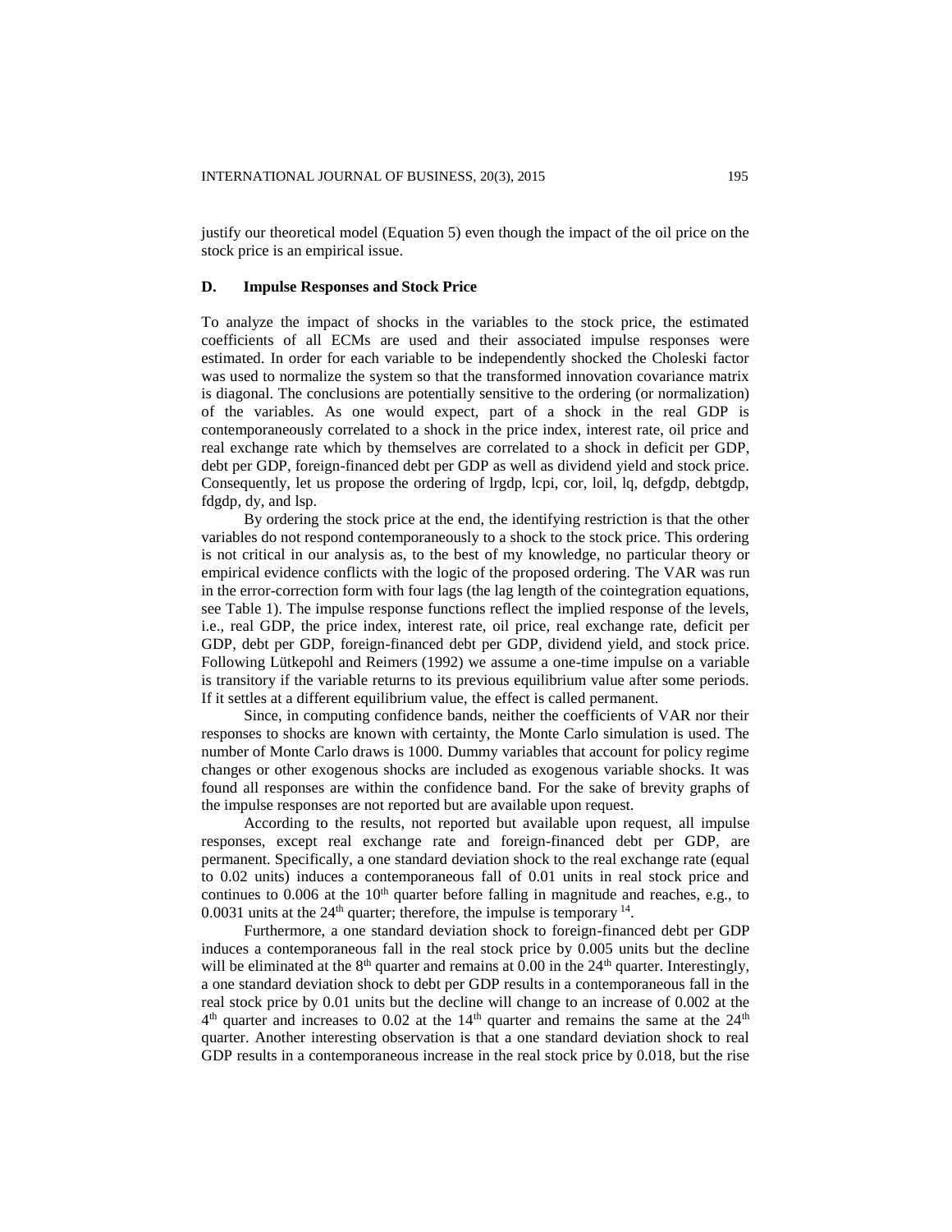justify our theoretical model (Equation 5) even though the impact of the oil price on the stock price is an empirical issue.

### D. Impulse Responses and Stock Price

To analyze the impact of shocks in the variables to the stock price, the estimated coefficients of all ECMs are used and their associated impulse responses were estimated. In order for each variable to be independently shocked the Choleski factor was used to normalize the system so that the transformed innovation covariance matrix is diagonal. The conclusions are potentially sensitive to the ordering (or normalization) of the variables. As one would expect, part of a shock in the real GDP is contemporaneously correlated to a shock in the price index, interest rate, oil price and real exchange rate which by themselves are correlated to a shock in deficit per GDP, debt per GDP, foreign-financed debt per GDP as well as dividend yield and stock price. Consequently, let us propose the ordering of lrgdp, lcpi, cor, loil, lq, defgdp, debtgdp, fdgdp, dy, and lsp.

By ordering the stock price at the end, the identifying restriction is that the other variables do not respond contemporaneously to a shock to the stock price. This ordering is not critical in our analysis as, to the best of my knowledge, no particular theory or empirical evidence conflicts with the logic of the proposed ordering. The VAR was run in the error-correction form with four lags (the lag length of the cointegration equations, see Table 1). The impulse response functions reflect the implied response of the levels, i.e., real GDP, the price index, interest rate, oil price, real exchange rate, deficit per GDP, debt per GDP, foreign-financed debt per GDP, dividend yield, and stock price. Following Lütkepohl and Reimers (1992) we assume a one-time impulse on a variable is transitory if the variable returns to its previous equilibrium value after some periods. If it settles at a different equilibrium value, the effect is called permanent.

Since, in computing confidence bands, neither the coefficients of VAR nor their responses to shocks are known with certainty, the Monte Carlo simulation is used. The number of Monte Carlo draws is 1000. Dummy variables that account for policy regime changes or other exogenous shocks are included as exogenous variable shocks. It was found all responses are within the confidence band. For the sake of brevity graphs of the impulse responses are not reported but are available upon request.

According to the results, not reported but available upon request, all impulse responses, except real exchange rate and foreign-financed debt per GDP, are permanent. Specifically, a one standard deviation shock to the real exchange rate (equal to 0.02 units) induces a contemporaneous fall of 0.01 units in real stock price and continues to 0.006 at the 10th quarter before falling in magnitude and reaches, e.g., to 0.0031 units at the 24th quarter; therefore, the impulse is temporary [14].

Furthermore, a one standard deviation shock to foreign-financed debt per GDP induces a contemporaneous fall in the real stock price by 0.005 units but the decline will be eliminated at the 8th quarter and remains at 0.00 in the 24th quarter. Interestingly, a one standard deviation shock to debt per GDP results in a contemporaneous fall in the real stock price by 0.01 units but the decline will change to an increase of 0.002 at the 4th quarter and increases to 0.02 at the 14th quarter and remains the same at the 24th quarter. Another interesting observation is that a one standard deviation shock to real GDP results in a contemporaneous increase in the real stock price by 0.018, but the rise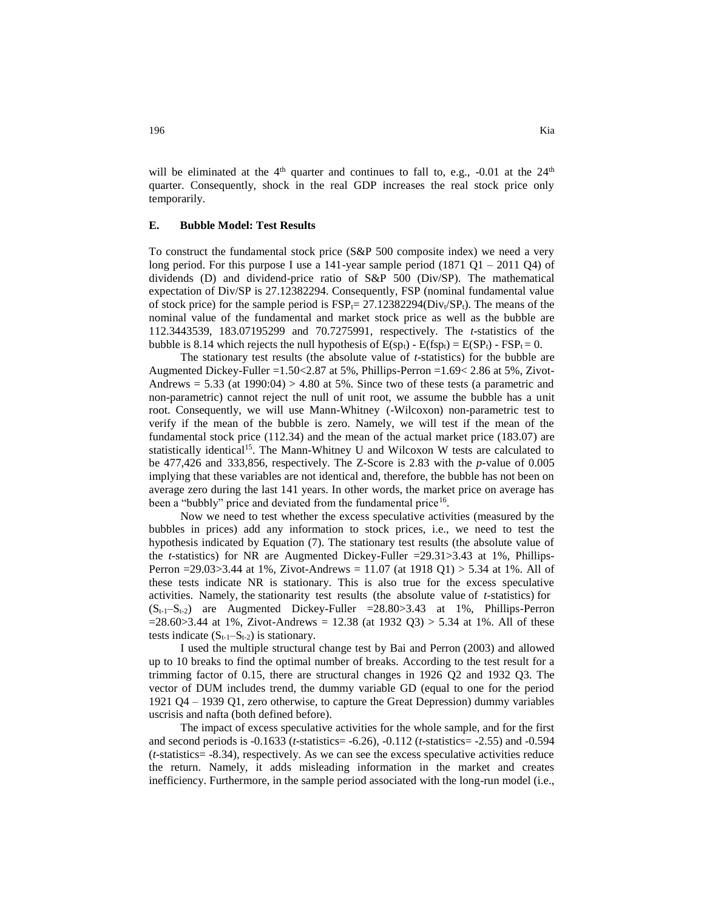will be eliminated at the 4[th] quarter and continues to fall to, e.g., -0.01 at the 24[th] quarter. Consequently, shock in the real GDP increases the real stock price only temporarily.

### E. Bubble Model: Test Results

To construct the fundamental stock price (S&P 500 composite index) we need a very long period. For this purpose I use a 141-year sample period (1871 Q1 – 2011 Q4) of dividends (D) and dividend-price ratio of S&P 500 (Div/SP). The mathematical expectation of Div/SP is 27.12382294. Consequently, FSP (nominal fundamental value of stock price) for the sample period is $FSP_t = 27.12382294(Div_t/SP_t)$. The means of the nominal value of the fundamental and market stock price as well as the bubble are 112.3443539, 183.07195299 and 70.7275991, respectively. The *t*-statistics of the bubble is 8.14 which rejects the null hypothesis of $E(sp_t) - E(fsp_t) = E(SP_t) - FSP_t = 0$.

The stationary test results (the absolute value of *t*-statistics) for the bubble are Augmented Dickey-Fuller =1.50<2.87 at 5%, Phillips-Perron =1.69< 2.86 at 5%, Zivot-Andrews = 5.33 (at 1990:04) > 4.80 at 5%. Since two of these tests (a parametric and non-parametric) cannot reject the null of unit root, we assume the bubble has a unit root. Consequently, we will use Mann-Whitney (-Wilcoxon) non-parametric test to verify if the mean of the bubble is zero. Namely, we will test if the mean of the fundamental stock price (112.34) and the mean of the actual market price (183.07) are statistically identical[15]. The Mann-Whitney U and Wilcoxon W tests are calculated to be 477,426 and 333,856, respectively. The Z-Score is 2.83 with the *p*-value of 0.005 implying that these variables are not identical and, therefore, the bubble has not been on average zero during the last 141 years. In other words, the market price on average has been a "bubbly" price and deviated from the fundamental price[16].

Now we need to test whether the excess speculative activities (measured by the bubbles in prices) add any information to stock prices, i.e., we need to test the hypothesis indicated by Equation (7). The stationary test results (the absolute value of the *t*-statistics) for NR are Augmented Dickey-Fuller =29.31>3.43 at 1%, Phillips-Perron =29.03>3.44 at 1%, Zivot-Andrews = 11.07 (at 1918 Q1) > 5.34 at 1%. All of these tests indicate NR is stationary. This is also true for the excess speculative activities. Namely, the stationarity test results (the absolute value of *t*-statistics) for $(S_{t-1}–S_{t-2})$ are Augmented Dickey-Fuller =28.80>3.43 at 1%, Phillips-Perron =28.60>3.44 at 1%, Zivot-Andrews = 12.38 (at 1932 Q3) > 5.34 at 1%. All of these tests indicate $(S_{t-1}–S_{t-2})$ is stationary.

I used the multiple structural change test by Bai and Perron (2003) and allowed up to 10 breaks to find the optimal number of breaks. According to the test result for a trimming factor of 0.15, there are structural changes in 1926 Q2 and 1932 Q3. The vector of DUM includes trend, the dummy variable GD (equal to one for the period 1921 Q4 – 1939 Q1, zero otherwise, to capture the Great Depression) dummy variables uscrisis and nafta (both defined before).

The impact of excess speculative activities for the whole sample, and for the first and second periods is -0.1633 (*t*-statistics= -6.26), -0.112 (*t*-statistics= -2.55) and -0.594 (*t*-statistics= -8.34), respectively. As we can see the excess speculative activities reduce the return. Namely, it adds misleading information in the market and creates inefficiency. Furthermore, in the sample period associated with the long-run model (i.e.,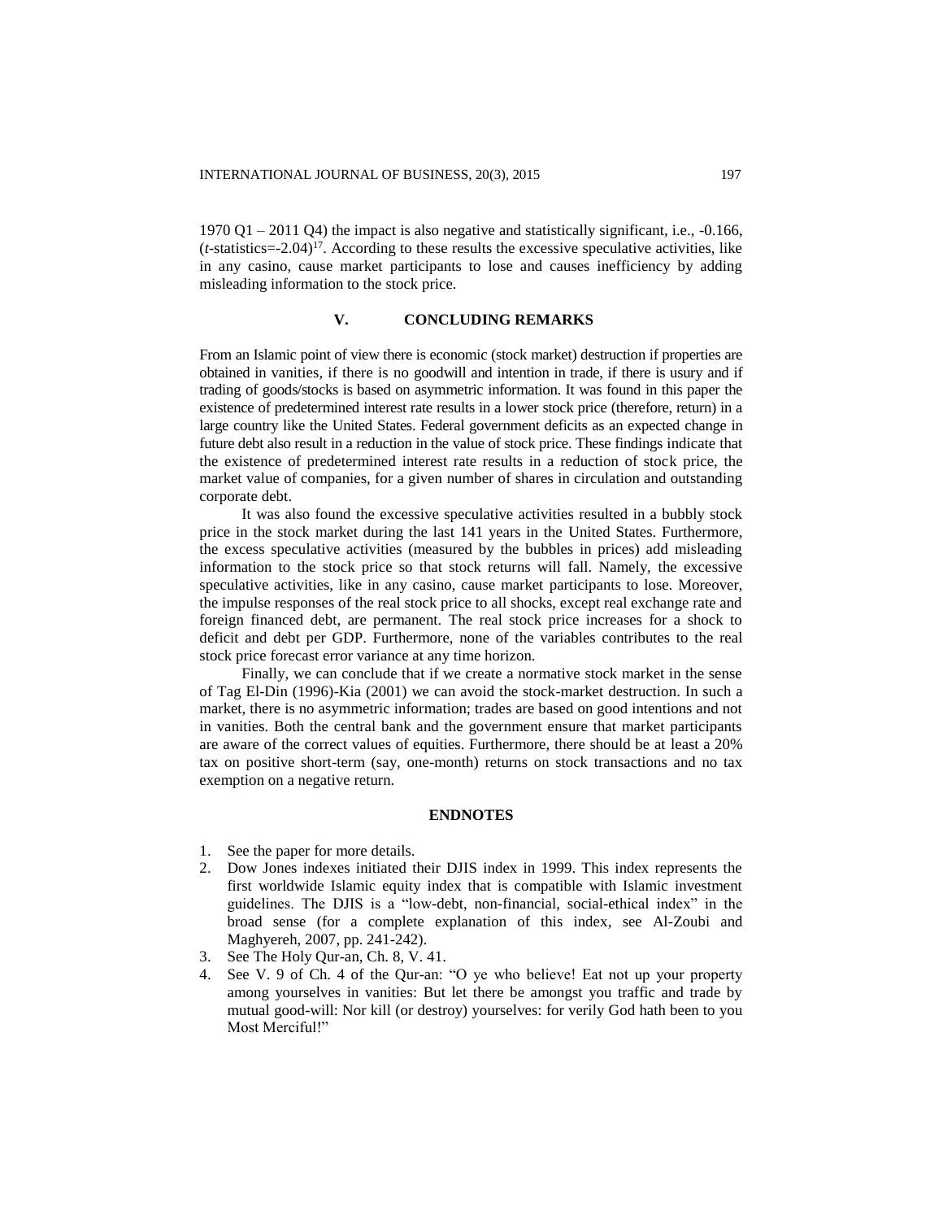1970 Q1 – 2011 Q4) the impact is also negative and statistically significant, i.e., -0.166, (*t*-statistics=-2.04)[17]. According to these results the excessive speculative activities, like in any casino, cause market participants to lose and causes inefficiency by adding misleading information to the stock price.

## V. CONCLUDING REMARKS

From an Islamic point of view there is economic (stock market) destruction if properties are obtained in vanities, if there is no goodwill and intention in trade, if there is usury and if trading of goods/stocks is based on asymmetric information. It was found in this paper the existence of predetermined interest rate results in a lower stock price (therefore, return) in a large country like the United States. Federal government deficits as an expected change in future debt also result in a reduction in the value of stock price. These findings indicate that the existence of predetermined interest rate results in a reduction of stock price, the market value of companies, for a given number of shares in circulation and outstanding corporate debt.

It was also found the excessive speculative activities resulted in a bubbly stock price in the stock market during the last 141 years in the United States. Furthermore, the excess speculative activities (measured by the bubbles in prices) add misleading information to the stock price so that stock returns will fall. Namely, the excessive speculative activities, like in any casino, cause market participants to lose. Moreover, the impulse responses of the real stock price to all shocks, except real exchange rate and foreign financed debt, are permanent. The real stock price increases for a shock to deficit and debt per GDP. Furthermore, none of the variables contributes to the real stock price forecast error variance at any time horizon.

Finally, we can conclude that if we create a normative stock market in the sense of Tag El-Din (1996)-Kia (2001) we can avoid the stock-market destruction. In such a market, there is no asymmetric information; trades are based on good intentions and not in vanities. Both the central bank and the government ensure that market participants are aware of the correct values of equities. Furthermore, there should be at least a 20% tax on positive short-term (say, one-month) returns on stock transactions and no tax exemption on a negative return.

## ENDNOTES

1. See the paper for more details.
2. Dow Jones indexes initiated their DJIS index in 1999. This index represents the first worldwide Islamic equity index that is compatible with Islamic investment guidelines. The DJIS is a "low-debt, non-financial, social-ethical index" in the broad sense (for a complete explanation of this index, see Al-Zoubi and Maghyereh, 2007, pp. 241-242).
3. See The Holy Qur-an, Ch. 8, V. 41.
4. See V. 9 of Ch. 4 of the Qur-an: "O ye who believe! Eat not up your property among yourselves in vanities: But let there be amongst you traffic and trade by mutual good-will: Nor kill (or destroy) yourselves: for verily God hath been to you Most Merciful!"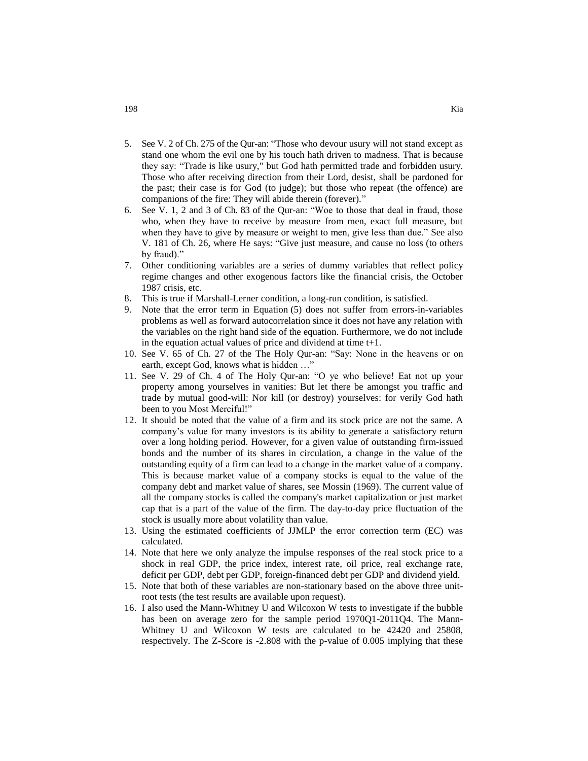5. See V. 2 of Ch. 275 of the Qur-an: "Those who devour usury will not stand except as stand one whom the evil one by his touch hath driven to madness. That is because they say: "Trade is like usury," but God hath permitted trade and forbidden usury. Those who after receiving direction from their Lord, desist, shall be pardoned for the past; their case is for God (to judge); but those who repeat (the offence) are companions of the fire: They will abide therein (forever)."
6. See V. 1, 2 and 3 of Ch. 83 of the Qur-an: "Woe to those that deal in fraud, those who, when they have to receive by measure from men, exact full measure, but when they have to give by measure or weight to men, give less than due." See also V. 181 of Ch. 26, where He says: "Give just measure, and cause no loss (to others by fraud)."
7. Other conditioning variables are a series of dummy variables that reflect policy regime changes and other exogenous factors like the financial crisis, the October 1987 crisis, etc.
8. This is true if Marshall-Lerner condition, a long-run condition, is satisfied.
9. Note that the error term in Equation (5) does not suffer from errors-in-variables problems as well as forward autocorrelation since it does not have any relation with the variables on the right hand side of the equation. Furthermore, we do not include in the equation actual values of price and dividend at time $t+1$.
10. See V. 65 of Ch. 27 of the The Holy Qur-an: "Say: None in the heavens or on earth, except God, knows what is hidden …"
11. See V. 29 of Ch. 4 of The Holy Qur-an: "O ye who believe! Eat not up your property among yourselves in vanities: But let there be amongst you traffic and trade by mutual good-will: Nor kill (or destroy) yourselves: for verily God hath been to you Most Merciful!"
12. It should be noted that the value of a firm and its stock price are not the same. A company's value for many investors is its ability to generate a satisfactory return over a long holding period. However, for a given value of outstanding firm-issued bonds and the number of its shares in circulation, a change in the value of the outstanding equity of a firm can lead to a change in the market value of a company. This is because market value of a company stocks is equal to the value of the company debt and market value of shares, see Mossin (1969). The current value of all the company stocks is called the company's market capitalization or just market cap that is a part of the value of the firm. The day-to-day price fluctuation of the stock is usually more about volatility than value.
13. Using the estimated coefficients of JJMLP the error correction term (EC) was calculated.
14. Note that here we only analyze the impulse responses of the real stock price to a shock in real GDP, the price index, interest rate, oil price, real exchange rate, deficit per GDP, debt per GDP, foreign-financed debt per GDP and dividend yield.
15. Note that both of these variables are non-stationary based on the above three unit-root tests (the test results are available upon request).
16. I also used the Mann-Whitney U and Wilcoxon W tests to investigate if the bubble has been on average zero for the sample period 1970Q1-2011Q4. The Mann-Whitney U and Wilcoxon W tests are calculated to be 42420 and 25808, respectively. The Z-Score is -2.808 with the p-value of 0.005 implying that these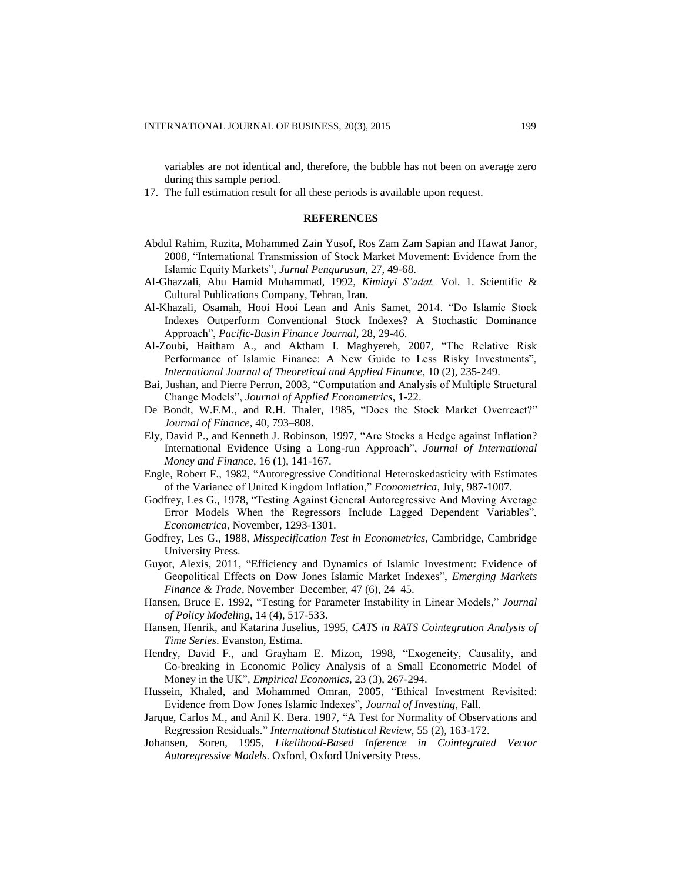variables are not identical and, therefore, the bubble has not been on average zero during this sample period.

17. The full estimation result for all these periods is available upon request.

## REFERENCES

Abdul Rahim, Ruzita, Mohammed Zain Yusof, Ros Zam Zam Sapian and Hawat Janor, 2008, "International Transmission of Stock Market Movement: Evidence from the Islamic Equity Markets", *Jurnal Pengurusan*, 27, 49-68.

Al-Ghazzali, Abu Hamid Muhammad, 1992, *Kimiayi S'adat,* Vol. 1. Scientific & Cultural Publications Company, Tehran, Iran.

Al-Khazali, Osamah, Hooi Hooi Lean and Anis Samet, 2014. "Do Islamic Stock Indexes Outperform Conventional Stock Indexes? A Stochastic Dominance Approach", *Pacific-Basin Finance Journal*, 28, 29-46.

Al-Zoubi, Haitham A., and Aktham I. Maghyereh, 2007, "The Relative Risk Performance of Islamic Finance: A New Guide to Less Risky Investments", *International Journal of Theoretical and Applied Finance*, 10 (2), 235-249.

Bai, Jushan, and Pierre Perron, 2003, "Computation and Analysis of Multiple Structural Change Models", *Journal of Applied Econometrics*, 1-22.

De Bondt, W.F.M., and R.H. Thaler, 1985, "Does the Stock Market Overreact?" *Journal of Finance,* 40, 793–808.

Ely, David P., and Kenneth J. Robinson, 1997, "Are Stocks a Hedge against Inflation? International Evidence Using a Long-run Approach", *Journal of International Money and Finance*, 16 (1), 141-167.

Engle, Robert F., 1982, "Autoregressive Conditional Heteroskedasticity with Estimates of the Variance of United Kingdom Inflation," *Econometrica*, July, 987-1007.

Godfrey, Les G., 1978, "Testing Against General Autoregressive And Moving Average Error Models When the Regressors Include Lagged Dependent Variables", *Econometrica,* November, 1293-1301.

Godfrey, Les G., 1988, *Misspecification Test in Econometrics*, Cambridge, Cambridge University Press.

Guyot, Alexis, 2011, "Efficiency and Dynamics of Islamic Investment: Evidence of Geopolitical Effects on Dow Jones Islamic Market Indexes", *Emerging Markets Finance & Trade*, November–December, 47 (6), 24–45.

Hansen, Bruce E. 1992, "Testing for Parameter Instability in Linear Models," *Journal of Policy Modeling*, 14 (4), 517-533.

Hansen, Henrik, and Katarina Juselius, 1995, *CATS in RATS Cointegration Analysis of Time Series*. Evanston, Estima.

Hendry, David F., and Grayham E. Mizon, 1998, "Exogeneity, Causality, and Co-breaking in Economic Policy Analysis of a Small Econometric Model of Money in the UK", *Empirical Economics*, 23 (3), 267-294.

Hussein, Khaled, and Mohammed Omran, 2005, "Ethical Investment Revisited: Evidence from Dow Jones Islamic Indexes", *Journal of Investing*, Fall.

Jarque, Carlos M., and Anil K. Bera. 1987, "A Test for Normality of Observations and Regression Residuals." *International Statistical Review*, 55 (2), 163-172.

Johansen, Soren, 1995, *Likelihood-Based Inference in Cointegrated Vector Autoregressive Models*. Oxford, Oxford University Press.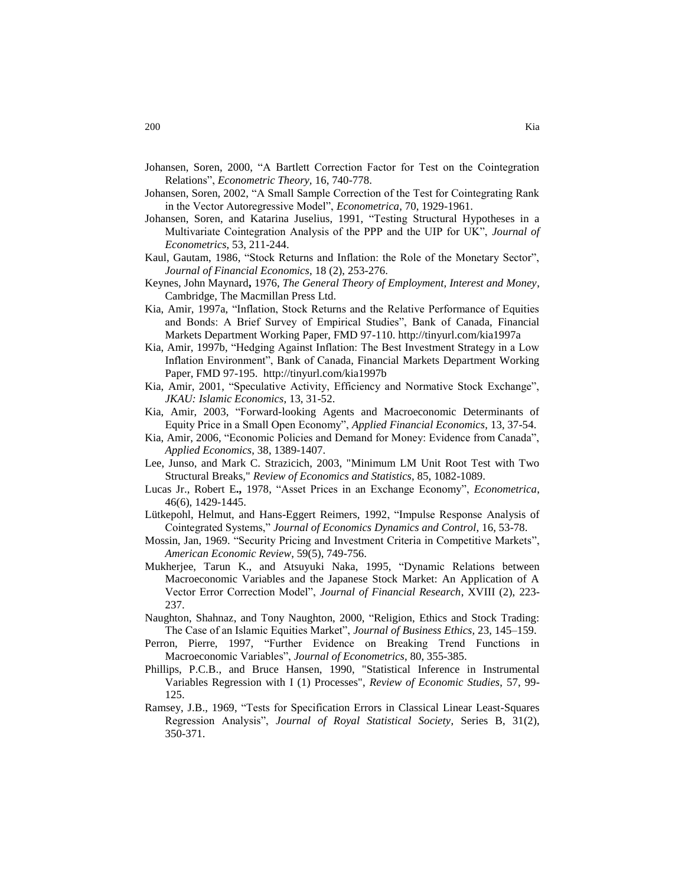Johansen, Soren, 2000, "A Bartlett Correction Factor for Test on the Cointegration Relations", *Econometric Theory*, 16, 740-778.

Johansen, Soren, 2002, "A Small Sample Correction of the Test for Cointegrating Rank in the Vector Autoregressive Model", *Econometrica*, 70, 1929-1961.

Johansen, Soren, and Katarina Juselius, 1991, "Testing Structural Hypotheses in a Multivariate Cointegration Analysis of the PPP and the UIP for UK", *Journal of Econometrics*, 53, 211-244.

Kaul, Gautam, 1986, "Stock Returns and Inflation: the Role of the Monetary Sector", *Journal of Financial Economics*, 18 (2), 253-276.

Keynes, John Maynard**,** 1976, *The General Theory of Employment, Interest and Money*, Cambridge, The Macmillan Press Ltd.

Kia, Amir, 1997a, "Inflation, Stock Returns and the Relative Performance of Equities and Bonds: A Brief Survey of Empirical Studies", Bank of Canada, Financial Markets Department Working Paper, FMD 97-110. http://tinyurl.com/kia1997a

Kia, Amir, 1997b, "Hedging Against Inflation: The Best Investment Strategy in a Low Inflation Environment", Bank of Canada, Financial Markets Department Working Paper, FMD 97-195. http://tinyurl.com/kia1997b

Kia, Amir, 2001, "Speculative Activity, Efficiency and Normative Stock Exchange", *JKAU: Islamic Economics*, 13, 31-52.

Kia, Amir, 2003, "Forward-looking Agents and Macroeconomic Determinants of Equity Price in a Small Open Economy", *Applied Financial Economics*, 13, 37-54.

Kia, Amir, 2006, "Economic Policies and Demand for Money: Evidence from Canada", *Applied Economics*, 38, 1389-1407.

Lee, Junso, and Mark C. Strazicich, 2003, "Minimum LM Unit Root Test with Two Structural Breaks," *Review of Economics and Statistics*, 85, 1082-1089.

Lucas Jr., Robert E**.,** 1978, "Asset Prices in an Exchange Economy", *Econometrica*, 46(6), 1429-1445.

Lütkepohl, Helmut, and Hans-Eggert Reimers, 1992, "Impulse Response Analysis of Cointegrated Systems," *Journal of Economics Dynamics and Control*, 16, 53-78.

Mossin, Jan, 1969. "Security Pricing and Investment Criteria in Competitive Markets", *American Economic Review*, 59(5), 749-756.

Mukherjee, Tarun K., and Atsuyuki Naka, 1995, "Dynamic Relations between Macroeconomic Variables and the Japanese Stock Market: An Application of A Vector Error Correction Model", *Journal of Financial Research*, XVIII (2), 223-237.

Naughton, Shahnaz, and Tony Naughton, 2000, "Religion, Ethics and Stock Trading: The Case of an Islamic Equities Market", *Journal of Business Ethics*, 23, 145–159.

Perron, Pierre, 1997, "Further Evidence on Breaking Trend Functions in Macroeconomic Variables", *Journal of Econometrics*, 80, 355-385.

Phillips, P.C.B., and Bruce Hansen, 1990, "Statistical Inference in Instrumental Variables Regression with I (1) Processes", *Review of Economic Studies*, 57, 99-125.

Ramsey, J.B., 1969, "Tests for Specification Errors in Classical Linear Least-Squares Regression Analysis", *Journal of Royal Statistical Society*, Series B, 31(2), 350-371.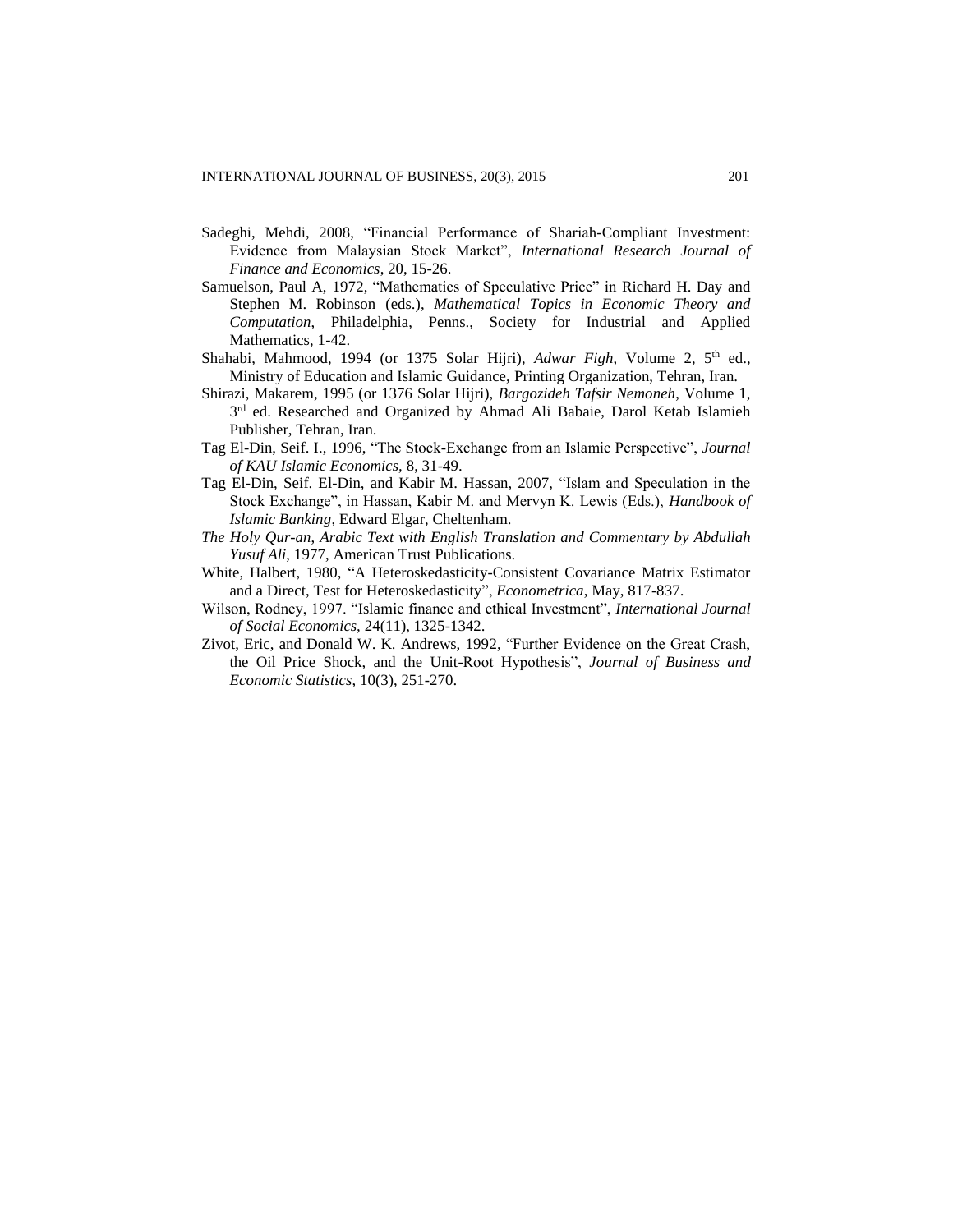Sadeghi, Mehdi, 2008, "Financial Performance of Shariah-Compliant Investment: Evidence from Malaysian Stock Market", *International Research Journal of Finance and Economics*, 20, 15-26.

Samuelson, Paul A, 1972, "Mathematics of Speculative Price" in Richard H. Day and Stephen M. Robinson (eds.), *Mathematical Topics in Economic Theory and Computation*, Philadelphia, Penns., Society for Industrial and Applied Mathematics, 1-42.

Shahabi, Mahmood, 1994 (or 1375 Solar Hijri), *Adwar Figh*, Volume 2, 5th ed., Ministry of Education and Islamic Guidance, Printing Organization, Tehran, Iran.

Shirazi, Makarem, 1995 (or 1376 Solar Hijri), *Bargozideh Tafsir Nemoneh*, Volume 1, 3rd ed. Researched and Organized by Ahmad Ali Babaie, Darol Ketab Islamieh Publisher, Tehran, Iran.

Tag El-Din, Seif. I., 1996, "The Stock-Exchange from an Islamic Perspective", *Journal of KAU Islamic Economics*, 8, 31-49.

Tag El-Din, Seif. El-Din, and Kabir M. Hassan, 2007, "Islam and Speculation in the Stock Exchange", in Hassan, Kabir M. and Mervyn K. Lewis (Eds.), *Handbook of Islamic Banking*, Edward Elgar, Cheltenham.

*The Holy Qur-an, Arabic Text with English Translation and Commentary by Abdullah Yusuf Ali*, 1977, American Trust Publications.

White, Halbert, 1980, "A Heteroskedasticity-Consistent Covariance Matrix Estimator and a Direct, Test for Heteroskedasticity", *Econometrica*, May, 817-837.

Wilson, Rodney, 1997. "Islamic finance and ethical Investment", *International Journal of Social Economics*, 24(11), 1325-1342.

Zivot, Eric, and Donald W. K. Andrews, 1992, "Further Evidence on the Great Crash, the Oil Price Shock, and the Unit-Root Hypothesis", *Journal of Business and Economic Statistics*, 10(3), 251-270.